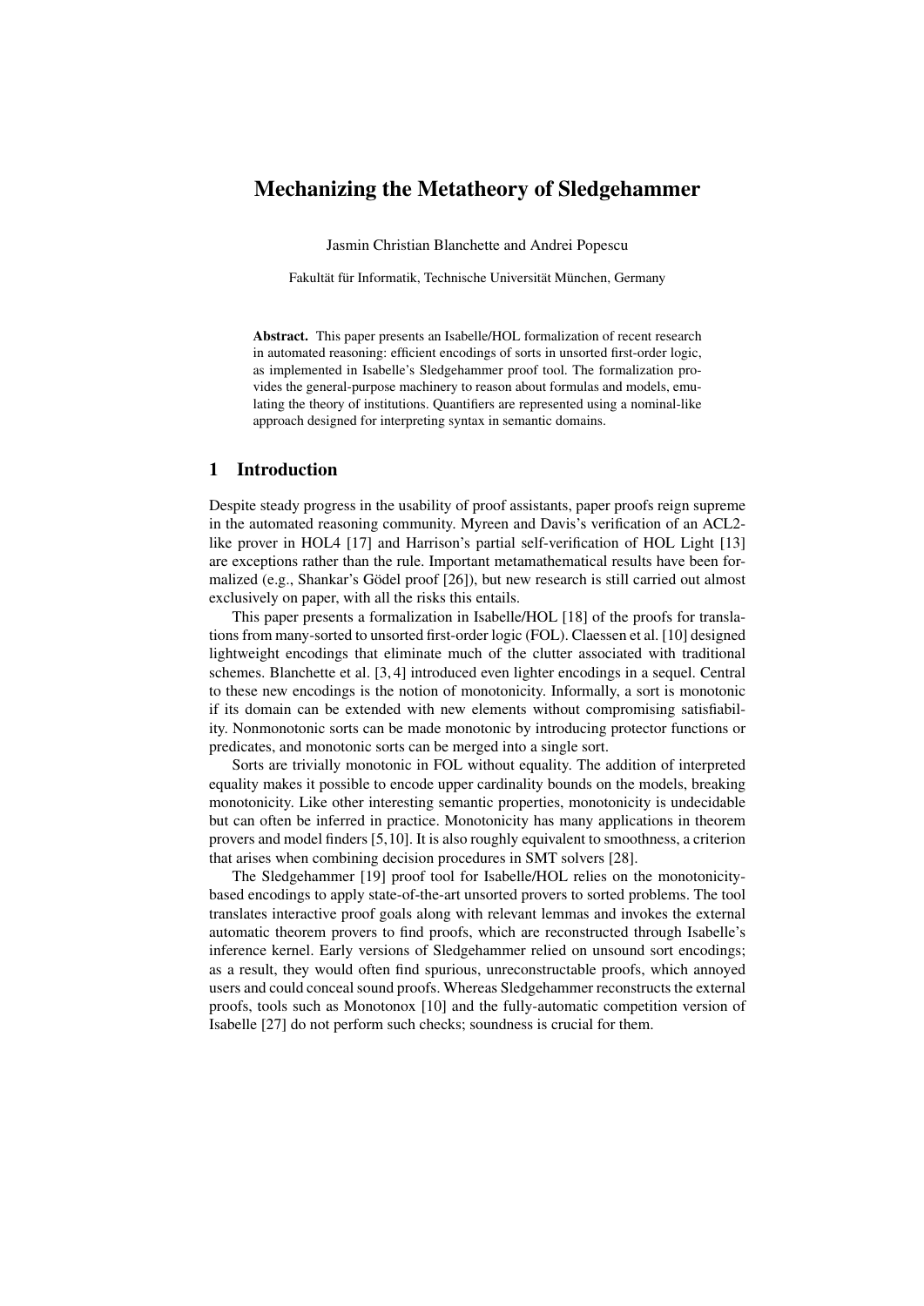# Mechanizing the Metatheory of Sledgehammer

Jasmin Christian Blanchette and Andrei Popescu

Fakultät für Informatik, Technische Universität München, Germany

**Abstract.** This paper presents an Isabelle/HOL formalization of recent research in automated reasoning: efficient encodings of sorts in unsorted first-order logic, as implemented in Isabelle's Sledgehammer proof tool. The formalization provides the general-purpose machinery to reason about formulas and models, emulating the theory of institutions. Quantifiers are represented using a nominal-like approach designed for interpreting syntax in semantic domains.

## 1 Introduction

Despite steady progress in the usability of proof assistants, paper proofs reign supreme in the automated reasoning community. Myreen and Davis's verification of an ACL2-like prover in HOL4 [17] and Harrison's partial self-verification of HOL Light [13] are exceptions rather than the rule. Important metamathematical results have been formalized (e.g., Shankar's Gödel proof [26]), but new research is still carried out almost exclusively on paper, with all the risks this entails.

This paper presents a formalization in Isabelle/HOL [18] of the proofs for translations from many-sorted to unsorted first-order logic (FOL). Claessen et al. [10] designed lightweight encodings that eliminate much of the clutter associated with traditional schemes. Blanchette et al. [3, 4] introduced even lighter encodings in a sequel. Central to these new encodings is the notion of monotonicity. Informally, a sort is monotonic if its domain can be extended with new elements without compromising satisfiability. Nonmonotonic sorts can be made monotonic by introducing protector functions or predicates, and monotonic sorts can be merged into a single sort.

Sorts are trivially monotonic in FOL without equality. The addition of interpreted equality makes it possible to encode upper cardinality bounds on the models, breaking monotonicity. Like other interesting semantic properties, monotonicity is undecidable but can often be inferred in practice. Monotonicity has many applications in theorem provers and model finders [5,10]. It is also roughly equivalent to smoothness, a criterion that arises when combining decision procedures in SMT solvers [28].

The Sledgehammer [19] proof tool for Isabelle/HOL relies on the monotonicity-based encodings to apply state-of-the-art unsorted provers to sorted problems. The tool translates interactive proof goals along with relevant lemmas and invokes the external automatic theorem provers to find proofs, which are reconstructed through Isabelle's inference kernel. Early versions of Sledgehammer relied on unsound sort encodings; as a result, they would often find spurious, unreconstructable proofs, which annoyed users and could conceal sound proofs. Whereas Sledgehammer reconstructs the external proofs, tools such as Monotonox [10] and the fully-automatic competition version of Isabelle [27] do not perform such checks; soundness is crucial for them.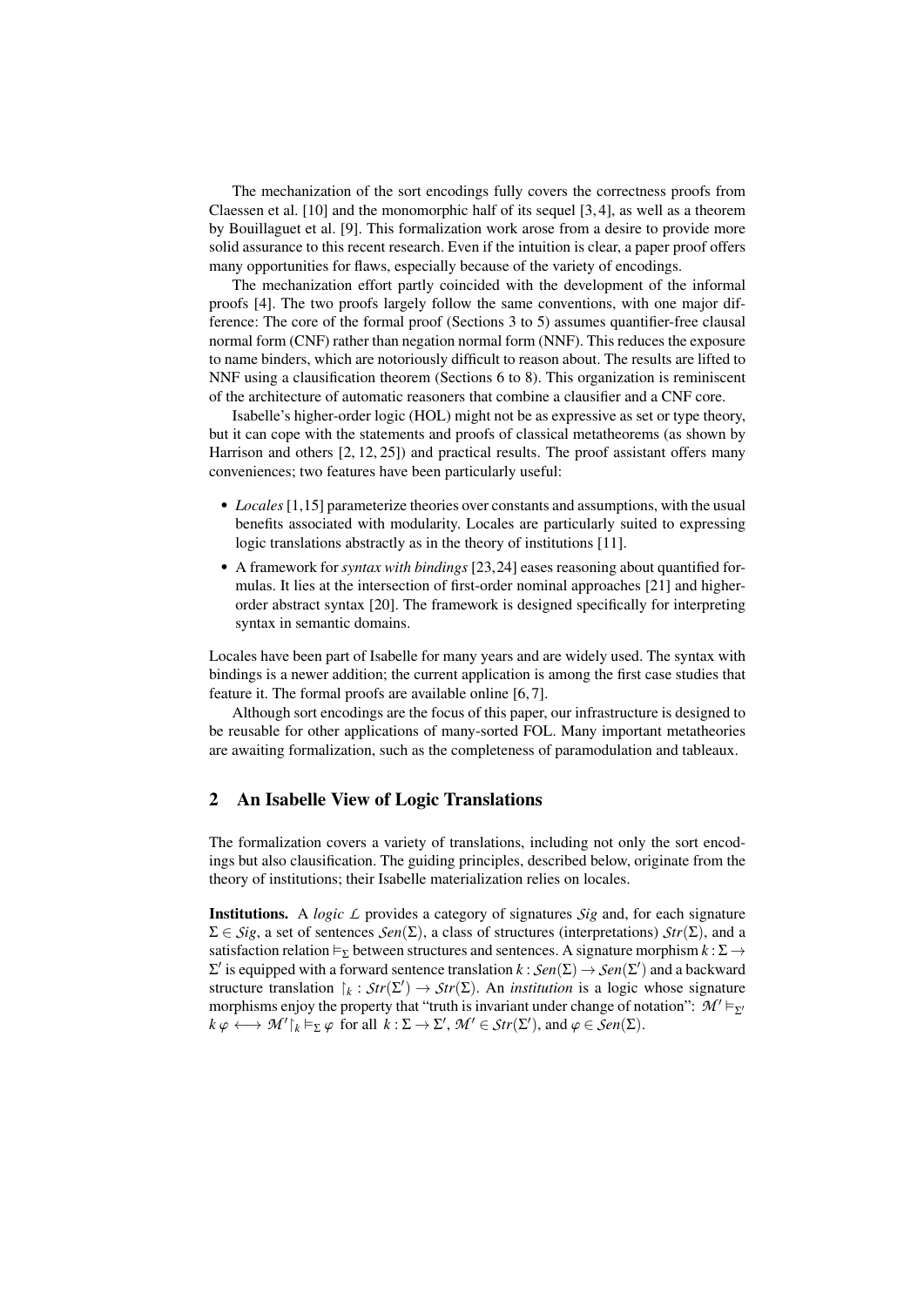The mechanization of the sort encodings fully covers the correctness proofs from Claessen et al. [10] and the monomorphic half of its sequel [3, 4], as well as a theorem by Bouillaguet et al. [9]. This formalization work arose from a desire to provide more solid assurance to this recent research. Even if the intuition is clear, a paper proof offers many opportunities for flaws, especially because of the variety of encodings.

The mechanization effort partly coincided with the development of the informal proofs [4]. The two proofs largely follow the same conventions, with one major difference: The core of the formal proof (Sections 3 to 5) assumes quantifier-free clausal normal form (CNF) rather than negation normal form (NNF). This reduces the exposure to name binders, which are notoriously difficult to reason about. The results are lifted to NNF using a clausification theorem (Sections 6 to 8). This organization is reminiscent of the architecture of automatic reasoners that combine a clausifier and a CNF core.

Isabelle's higher-order logic (HOL) might not be as expressive as set or type theory, but it can cope with the statements and proofs of classical metatheorems (as shown by Harrison and others [2, 12, 25]) and practical results. The proof assistant offers many conveniences; two features have been particularly useful:

- *Locales* [1,15] parameterize theories over constants and assumptions, with the usual benefits associated with modularity. Locales are particularly suited to expressing logic translations abstractly as in the theory of institutions [11].
- A framework for *syntax with bindings* [23,24] eases reasoning about quantified formulas. It lies at the intersection of first-order nominal approaches [21] and higher-order abstract syntax [20]. The framework is designed specifically for interpreting syntax in semantic domains.

Locales have been part of Isabelle for many years and are widely used. The syntax with bindings is a newer addition; the current application is among the first case studies that feature it. The formal proofs are available online [6, 7].

Although sort encodings are the focus of this paper, our infrastructure is designed to be reusable for other applications of many-sorted FOL. Many important metatheories are awaiting formalization, such as the completeness of paramodulation and tableaux.

## 2 An Isabelle View of Logic Translations

The formalization covers a variety of translations, including not only the sort encodings but also clausification. The guiding principles, described below, originate from the theory of institutions; their Isabelle materialization relies on locales.

**Institutions.** A *logic* $\mathcal{L}$ provides a category of signatures $\mathcal{Sig}$ and, for each signature $\Sigma \in \mathcal{Sig}$, a set of sentences $\mathcal{Sen}(\Sigma)$, a class of structures (interpretations) $\mathcal{Str}(\Sigma)$, and a satisfaction relation $\models_\Sigma$ between structures and sentences. A signature morphism $k : \Sigma \to \Sigma'$ is equipped with a forward sentence translation $k : \mathcal{Sen}(\Sigma) \to \mathcal{Sen}(\Sigma')$ and a backward structure translation $\restriction_k : \mathcal{Str}(\Sigma') \to \mathcal{Str}(\Sigma)$. An *institution* is a logic whose signature morphisms enjoy the property that "truth is invariant under change of notation": $\mathcal{M}' \models_{\Sigma'} k\,\varphi \longleftrightarrow \mathcal{M}'\restriction_k \models_\Sigma \varphi$ for all $k : \Sigma \to \Sigma'$, $\mathcal{M}' \in \mathcal{Str}(\Sigma')$, and $\varphi \in \mathcal{Sen}(\Sigma)$.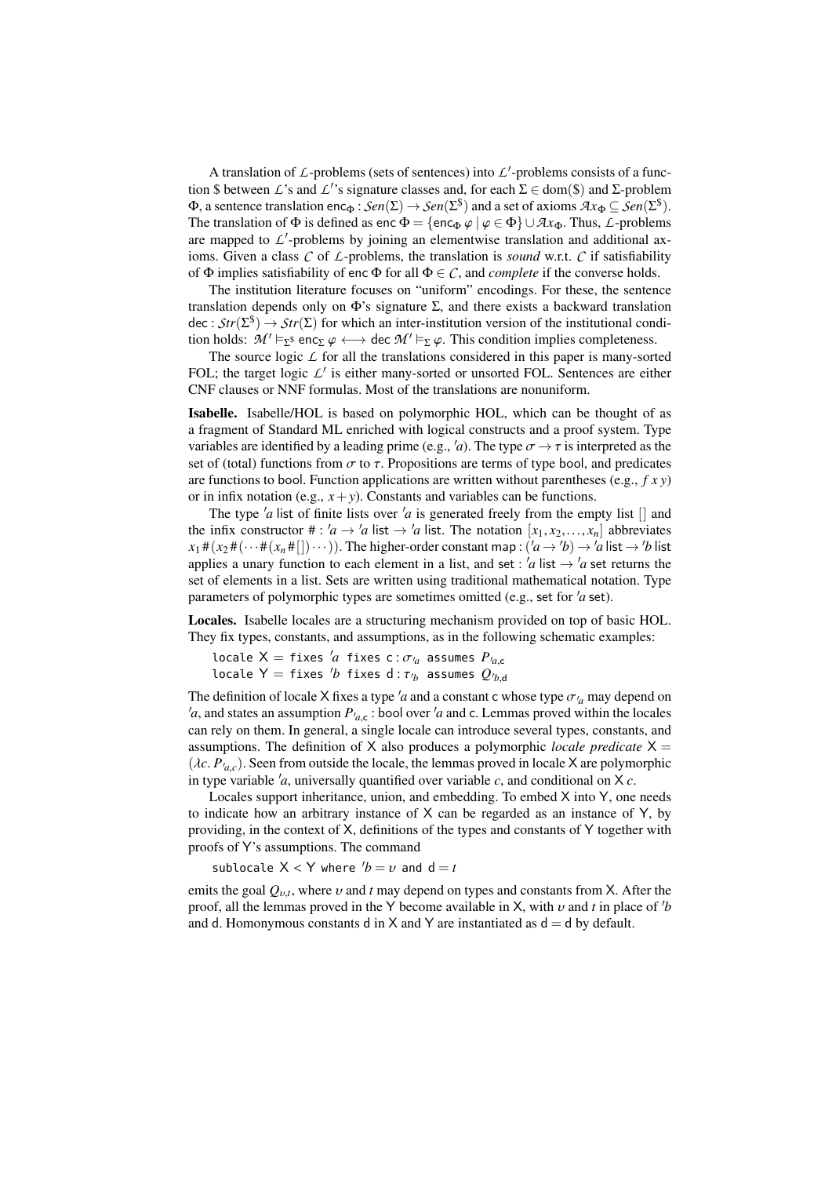A translation of $\mathcal{L}$-problems (sets of sentences) into $\mathcal{L}'$-problems consists of a function \$ between $\mathcal{L}$'s and $\mathcal{L}'$'s signature classes and, for each $\Sigma \in \mathrm{dom}(\$)$ and $\Sigma$-problem $\Phi$, a sentence translation $\mathsf{enc}_\Phi : \mathcal{S}en(\Sigma) \to \mathcal{S}en(\Sigma^\$)$ and a set of axioms $\mathcal{A}x_\Phi \subseteq \mathcal{S}en(\Sigma^\$)$. The translation of $\Phi$ is defined as $\mathsf{enc}\,\Phi = \{\mathsf{enc}_\Phi\,\varphi \mid \varphi \in \Phi\} \cup \mathcal{A}x_\Phi$. Thus, $\mathcal{L}$-problems are mapped to $\mathcal{L}'$-problems by joining an elementwise translation and additional axioms. Given a class $\mathcal{C}$ of $\mathcal{L}$-problems, the translation is *sound* w.r.t. $\mathcal{C}$ if satisfiability of $\Phi$ implies satisfiability of $\mathsf{enc}\,\Phi$ for all $\Phi \in \mathcal{C}$, and *complete* if the converse holds.

The institution literature focuses on "uniform" encodings. For these, the sentence translation depends only on $\Phi$'s signature $\Sigma$, and there exists a backward translation $\mathsf{dec} : \mathcal{S}tr(\Sigma^\$) \to \mathcal{S}tr(\Sigma)$ for which an inter-institution version of the institutional condition holds: $\mathcal{M}' \models_{\Sigma^\$} \mathsf{enc}_\Sigma\,\varphi \longleftrightarrow \mathsf{dec}\,\mathcal{M}' \models_\Sigma \varphi$. This condition implies completeness.

The source logic $\mathcal{L}$ for all the translations considered in this paper is many-sorted FOL; the target logic $\mathcal{L}'$ is either many-sorted or unsorted FOL. Sentences are either CNF clauses or NNF formulas. Most of the translations are nonuniform.

**Isabelle.** Isabelle/HOL is based on polymorphic HOL, which can be thought of as a fragment of Standard ML enriched with logical constructs and a proof system. Type variables are identified by a leading prime (e.g., $'a$). The type $\sigma \to \tau$ is interpreted as the set of (total) functions from $\sigma$ to $\tau$. Propositions are terms of type bool, and predicates are functions to bool. Function applications are written without parentheses (e.g., $f\,x\,y$) or in infix notation (e.g., $x + y$). Constants and variables can be functions.

The type $'a$ list of finite lists over $'a$ is generated freely from the empty list $[]$ and the infix constructor $\# : {'a} \to {'a}\ \mathsf{list} \to {'a}\ \mathsf{list}$. The notation $[x_1, x_2, \ldots, x_n]$ abbreviates $x_1 \# (x_2 \# (\cdots \# (x_n \# []) \cdots))$. The higher-order constant $\mathsf{map} : ({'a} \to {'b}) \to {'a}\ \mathsf{list} \to {'b}\ \mathsf{list}$ applies a unary function to each element in a list, and $\mathsf{set} : {'a}\ \mathsf{list} \to {'a}\ \mathsf{set}$ returns the set of elements in a list. Sets are written using traditional mathematical notation. Type parameters of polymorphic types are sometimes omitted (e.g., set for $'a$ set).

**Locales.** Isabelle locales are a structuring mechanism provided on top of basic HOL. They fix types, constants, and assumptions, as in the following schematic examples:

locale $\mathsf{X}$ = fixes $'a$ fixes $\mathsf{c} : \sigma_{'a}$ assumes $P_{'a,\mathsf{c}}$
locale $\mathsf{Y}$ = fixes $'b$ fixes $\mathsf{d} : \tau_{'b}$ assumes $Q_{'b,\mathsf{d}}$

The definition of locale X fixes a type $'a$ and a constant c whose type $\sigma_{'a}$ may depend on $'a$, and states an assumption $P_{'a,\mathsf{c}}$ : bool over $'a$ and c. Lemmas proved within the locales can rely on them. In general, a single locale can introduce several types, constants, and assumptions. The definition of X also produces a polymorphic *locale predicate* $\mathsf{X} = (\lambda c.\ P_{'a,c})$. Seen from outside the locale, the lemmas proved in locale X are polymorphic in type variable $'a$, universally quantified over variable $c$, and conditional on $\mathsf{X}\ c$.

Locales support inheritance, union, and embedding. To embed X into Y, one needs to indicate how an arbitrary instance of X can be regarded as an instance of Y, by providing, in the context of X, definitions of the types and constants of Y together with proofs of Y's assumptions. The command

sublocale $\mathsf{X} < \mathsf{Y}$ where $'b = \upsilon$ and $\mathsf{d} = t$

emits the goal $Q_{\upsilon,t}$, where $\upsilon$ and $t$ may depend on types and constants from X. After the proof, all the lemmas proved in the Y become available in X, with $\upsilon$ and $t$ in place of $'b$ and d. Homonymous constants d in X and Y are instantiated as $\mathsf{d} = \mathsf{d}$ by default.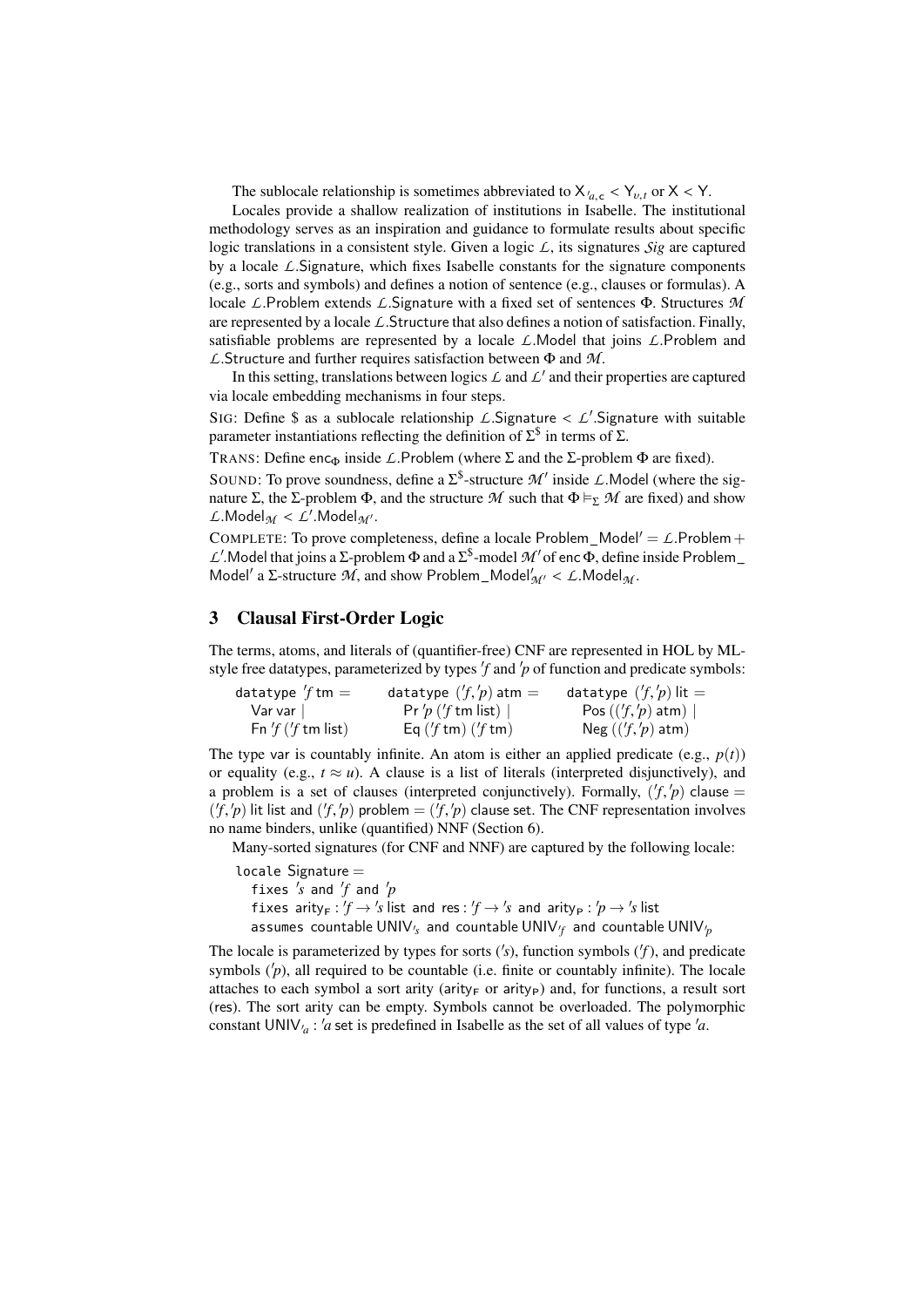The sublocale relationship is sometimes abbreviated to $\mathsf{X}_{'a,\mathsf{c}} < \mathsf{Y}_{\upsilon,t}$ or $\mathsf{X} < \mathsf{Y}$.

Locales provide a shallow realization of institutions in Isabelle. The institutional methodology serves as an inspiration and guidance to formulate results about specific logic translations in a consistent style. Given a logic $\mathcal{L}$, its signatures $\mathcal{Sig}$ are captured by a locale $\mathcal{L}$.Signature, which fixes Isabelle constants for the signature components (e.g., sorts and symbols) and defines a notion of sentence (e.g., clauses or formulas). A locale $\mathcal{L}$.Problem extends $\mathcal{L}$.Signature with a fixed set of sentences $\Phi$. Structures $\mathcal{M}$ are represented by a locale $\mathcal{L}$.Structure that also defines a notion of satisfaction. Finally, satisfiable problems are represented by a locale $\mathcal{L}$.Model that joins $\mathcal{L}$.Problem and $\mathcal{L}$.Structure and further requires satisfaction between $\Phi$ and $\mathcal{M}$.

In this setting, translations between logics $\mathcal{L}$ and $\mathcal{L}'$ and their properties are captured via locale embedding mechanisms in four steps.

SIG: Define \$ as a sublocale relationship $\mathcal{L}$.Signature $<$ $\mathcal{L}'$.Signature with suitable parameter instantiations reflecting the definition of $\Sigma^{\$}$ in terms of $\Sigma$.

TRANS: Define $\mathsf{enc}_\Phi$ inside $\mathcal{L}$.Problem (where $\Sigma$ and the $\Sigma$-problem $\Phi$ are fixed).

SOUND: To prove soundness, define a $\Sigma^{\$}$-structure $\mathcal{M}'$ inside $\mathcal{L}$.Model (where the signature $\Sigma$, the $\Sigma$-problem $\Phi$, and the structure $\mathcal{M}$ such that $\Phi \models_\Sigma \mathcal{M}$ are fixed) and show $\mathcal{L}.\mathsf{Model}_{\mathcal{M}} < \mathcal{L}'.\mathsf{Model}_{\mathcal{M}'}$.

COMPLETE: To prove completeness, define a locale Problem_Model$'$ $= \mathcal{L}$.Problem $+$ $\mathcal{L}'$.Model that joins a $\Sigma$-problem $\Phi$ and a $\Sigma^{\$}$-model $\mathcal{M}'$ of $\mathsf{enc}\,\Phi$, define inside Problem_Model$'$ a $\Sigma$-structure $\mathcal{M}$, and show $\mathsf{Problem\_Model}'_{\mathcal{M}'} < \mathcal{L}.\mathsf{Model}_{\mathcal{M}}$.

## 3 Clausal First-Order Logic

The terms, atoms, and literals of (quantifier-free) CNF are represented in HOL by ML-style free datatypes, parameterized by types $'f$ and $'p$ of function and predicate symbols:

```
datatype 'f tm =         datatype ('f,'p) atm =        datatype ('f,'p) lit =
  Var var |                Pr 'p ('f tm list) |          Pos (('f,'p) atm) |
  Fn 'f ('f tm list)       Eq ('f tm) ('f tm)            Neg (('f,'p) atm)
```

The type var is countably infinite. An atom is either an applied predicate (e.g., $p(t)$) or equality (e.g., $t \approx u$). A clause is a list of literals (interpreted disjunctively), and a problem is a set of clauses (interpreted conjunctively). Formally, $('f,'p)$ clause $=$ $('f,'p)$ lit list and $('f,'p)$ problem $= ('f,'p)$ clause set. The CNF representation involves no name binders, unlike (quantified) NNF (Section 6).

Many-sorted signatures (for CNF and NNF) are captured by the following locale:

```
locale Signature =
  fixes 's and 'f and 'p
  fixes arity_F : 'f → 's list and res : 'f → 's and arity_P : 'p → 's list
  assumes countable UNIV_'s and countable UNIV_'f and countable UNIV_'p
```

The locale is parameterized by types for sorts ($'s$), function symbols ($'f$), and predicate symbols ($'p$), all required to be countable (i.e. finite or countably infinite). The locale attaches to each symbol a sort arity ($\mathsf{arity_F}$ or $\mathsf{arity_P}$) and, for functions, a result sort (res). The sort arity can be empty. Symbols cannot be overloaded. The polymorphic constant $\mathsf{UNIV}_{'a} : {'a}$ set is predefined in Isabelle as the set of all values of type $'a$.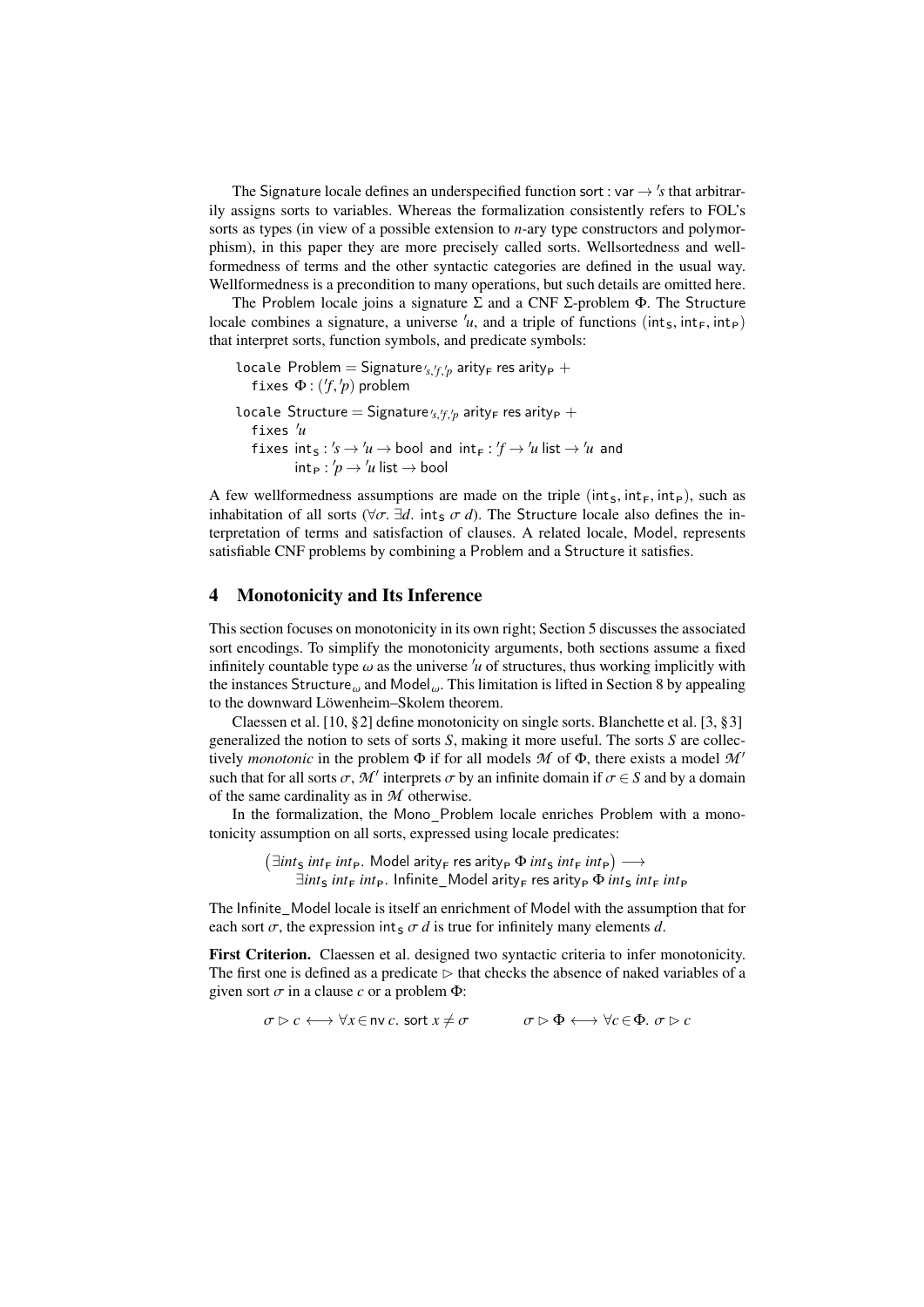The Signature locale defines an underspecified function $\mathsf{sort} : \mathsf{var} \to {'s}$ that arbitrarily assigns sorts to variables. Whereas the formalization consistently refers to FOL's sorts as types (in view of a possible extension to $n$-ary type constructors and polymorphism), in this paper they are more precisely called sorts. Wellsortedness and wellformedness of terms and the other syntactic categories are defined in the usual way. Wellformedness is a precondition to many operations, but such details are omitted here.

The Problem locale joins a signature $\Sigma$ and a CNF $\Sigma$-problem $\Phi$. The Structure locale combines a signature, a universe ${'u}$, and a triple of functions $(\mathsf{int_S}, \mathsf{int_F}, \mathsf{int_P})$ that interpret sorts, function symbols, and predicate symbols:

$$
\begin{array}{l}
\texttt{locale}\ \mathsf{Problem} = \mathsf{Signature}_{'s,'f,'p}\ \mathsf{arity_F}\ \mathsf{res}\ \mathsf{arity_P}\ + \\
\quad \texttt{fixes}\ \Phi : ({'f}, {'p})\ \mathsf{problem}
\end{array}
$$

$$
\begin{array}{l}
\texttt{locale}\ \mathsf{Structure} = \mathsf{Signature}_{'s,'f,'p}\ \mathsf{arity_F}\ \mathsf{res}\ \mathsf{arity_P}\ + \\
\quad \texttt{fixes}\ {'u} \\
\quad \texttt{fixes}\ \mathsf{int_S} : {'s} \to {'u} \to \mathsf{bool}\ \texttt{and}\ \mathsf{int_F} : {'f} \to {'u}\ \mathsf{list} \to {'u}\ \texttt{and} \\
\qquad\quad \mathsf{int_P} : {'p} \to {'u}\ \mathsf{list} \to \mathsf{bool}
\end{array}
$$

A few wellformedness assumptions are made on the triple $(\mathsf{int_S}, \mathsf{int_F}, \mathsf{int_P})$, such as inhabitation of all sorts ($\forall\sigma.\ \exists d.\ \mathsf{int_S}\ \sigma\ d$). The Structure locale also defines the interpretation of terms and satisfaction of clauses. A related locale, Model, represents satisfiable CNF problems by combining a Problem and a Structure it satisfies.

## 4 Monotonicity and Its Inference

This section focuses on monotonicity in its own right; Section 5 discusses the associated sort encodings. To simplify the monotonicity arguments, both sections assume a fixed infinitely countable type $\omega$ as the universe ${'u}$ of structures, thus working implicitly with the instances $\mathsf{Structure}_\omega$ and $\mathsf{Model}_\omega$. This limitation is lifted in Section 8 by appealing to the downward Löwenheim–Skolem theorem.

Claessen et al. [10, §2] define monotonicity on single sorts. Blanchette et al. [3, §3] generalized the notion to sets of sorts $S$, making it more useful. The sorts $S$ are collectively *monotonic* in the problem $\Phi$ if for all models $\mathcal{M}$ of $\Phi$, there exists a model $\mathcal{M}'$ such that for all sorts $\sigma$, $\mathcal{M}'$ interprets $\sigma$ by an infinite domain if $\sigma \in S$ and by a domain of the same cardinality as in $\mathcal{M}$ otherwise.

In the formalization, the Mono_Problem locale enriches Problem with a monotonicity assumption on all sorts, expressed using locale predicates:

$$
\begin{array}{l}
\big(\exists \mathit{int}_\mathsf{S}\ \mathit{int}_\mathsf{F}\ \mathit{int}_\mathsf{P}.\ \mathsf{Model}\ \mathsf{arity_F}\ \mathsf{res}\ \mathsf{arity_P}\ \Phi\ \mathit{int}_\mathsf{S}\ \mathit{int}_\mathsf{F}\ \mathit{int}_\mathsf{P}\big) \longrightarrow \\
\qquad \exists \mathit{int}_\mathsf{S}\ \mathit{int}_\mathsf{F}\ \mathit{int}_\mathsf{P}.\ \mathsf{Infinite\_Model}\ \mathsf{arity_F}\ \mathsf{res}\ \mathsf{arity_P}\ \Phi\ \mathit{int}_\mathsf{S}\ \mathit{int}_\mathsf{F}\ \mathit{int}_\mathsf{P}
\end{array}
$$

The Infinite_Model locale is itself an enrichment of Model with the assumption that for each sort $\sigma$, the expression $\mathsf{int_S}\ \sigma\ d$ is true for infinitely many elements $d$.

**First Criterion.** Claessen et al. designed two syntactic criteria to infer monotonicity. The first one is defined as a predicate $\rhd$ that checks the absence of naked variables of a given sort $\sigma$ in a clause $c$ or a problem $\Phi$:

$$
\sigma \rhd c \longleftrightarrow \forall x \in \mathsf{nv}\ c.\ \mathsf{sort}\ x \neq \sigma \qquad\qquad \sigma \rhd \Phi \longleftrightarrow \forall c \in \Phi.\ \sigma \rhd c
$$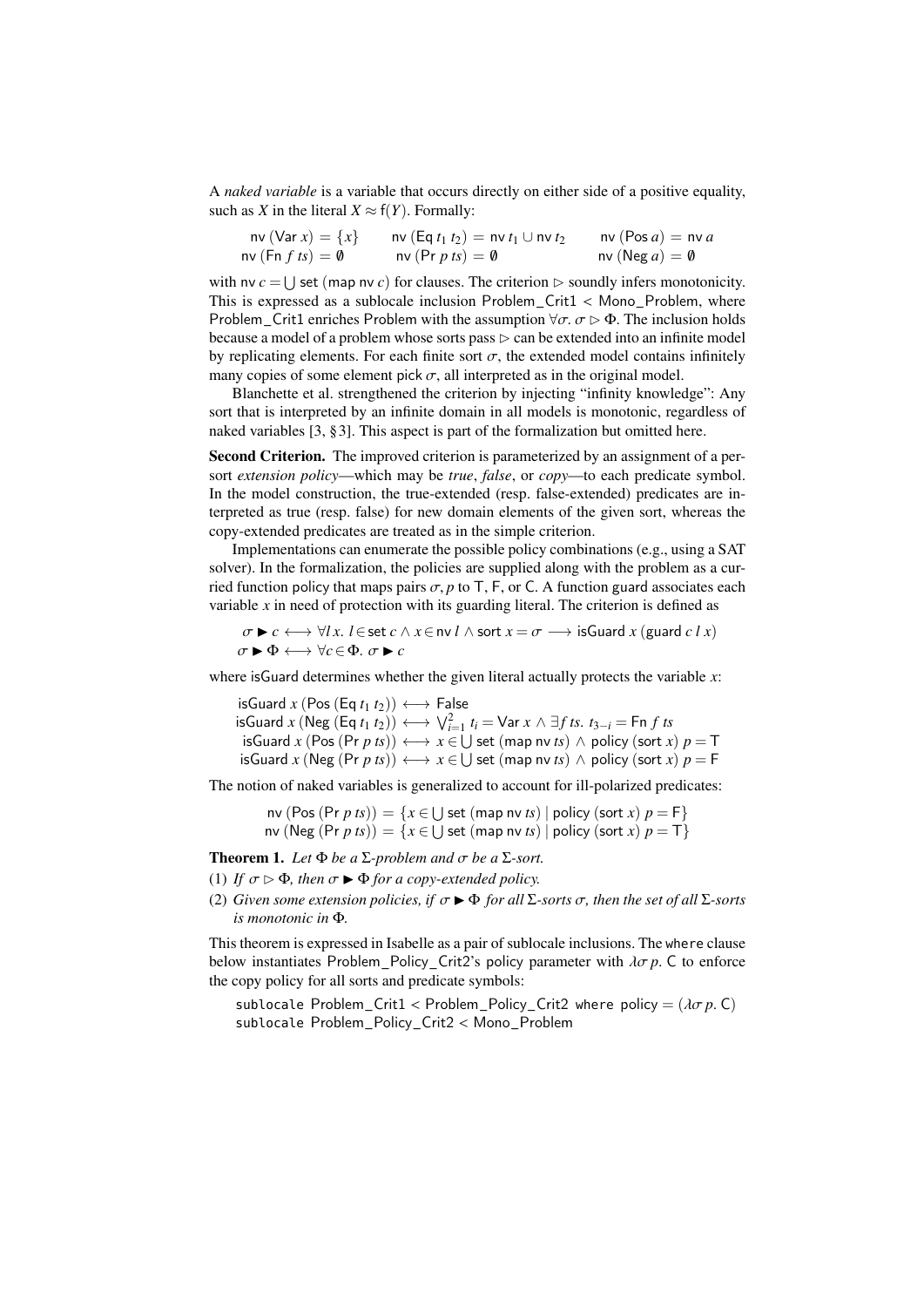A *naked variable* is a variable that occurs directly on either side of a positive equality, such as $X$ in the literal $X \approx \mathsf{f}(Y)$. Formally:

$$\begin{array}{lll} \mathsf{nv}\ (\mathsf{Var}\ x) = \{x\} & \mathsf{nv}\ (\mathsf{Eq}\ t_1\ t_2) = \mathsf{nv}\ t_1 \cup \mathsf{nv}\ t_2 & \mathsf{nv}\ (\mathsf{Pos}\ a) = \mathsf{nv}\ a \\ \mathsf{nv}\ (\mathsf{Fn}\ f\ ts) = \emptyset & \mathsf{nv}\ (\mathsf{Pr}\ p\ ts) = \emptyset & \mathsf{nv}\ (\mathsf{Neg}\ a) = \emptyset \end{array}$$

with $\mathsf{nv}\ c = \bigcup\ \mathsf{set}\ (\mathsf{map}\ \mathsf{nv}\ c)$ for clauses. The criterion $\rhd$ soundly infers monotonicity. This is expressed as a sublocale inclusion Problem_Crit1 < Mono_Problem, where Problem_Crit1 enriches Problem with the assumption $\forall \sigma.\ \sigma \rhd \Phi$. The inclusion holds because a model of a problem whose sorts pass $\rhd$ can be extended into an infinite model by replicating elements. For each finite sort $\sigma$, the extended model contains infinitely many copies of some element pick $\sigma$, all interpreted as in the original model.

Blanchette et al. strengthened the criterion by injecting "infinity knowledge": Any sort that is interpreted by an infinite domain in all models is monotonic, regardless of naked variables [3, §3]. This aspect is part of the formalization but omitted here.

**Second Criterion.** The improved criterion is parameterized by an assignment of a per-sort *extension policy*—which may be *true*, *false*, or *copy*—to each predicate symbol. In the model construction, the true-extended (resp. false-extended) predicates are interpreted as true (resp. false) for new domain elements of the given sort, whereas the copy-extended predicates are treated as in the simple criterion.

Implementations can enumerate the possible policy combinations (e.g., using a SAT solver). In the formalization, the policies are supplied along with the problem as a curried function policy that maps pairs $\sigma, p$ to T, F, or C. A function guard associates each variable $x$ in need of protection with its guarding literal. The criterion is defined as

$$\sigma \blacktriangleright c \longleftrightarrow \forall l\,x.\ l \in \mathsf{set}\ c \wedge x \in \mathsf{nv}\ l \wedge \mathsf{sort}\ x = \sigma \longrightarrow \mathsf{isGuard}\ x\ (\mathsf{guard}\ c\ l\ x)$$
$$\sigma \blacktriangleright \Phi \longleftrightarrow \forall c \in \Phi.\ \sigma \blacktriangleright c$$

where isGuard determines whether the given literal actually protects the variable $x$:

$$\begin{array}{l} \mathsf{isGuard}\ x\ (\mathsf{Pos}\ (\mathsf{Eq}\ t_1\ t_2)) \longleftrightarrow \mathsf{False} \\ \mathsf{isGuard}\ x\ (\mathsf{Neg}\ (\mathsf{Eq}\ t_1\ t_2)) \longleftrightarrow \bigvee_{i=1}^{2} t_i = \mathsf{Var}\ x \wedge \exists f\ ts.\ t_{3-i} = \mathsf{Fn}\ f\ ts \\ \mathsf{isGuard}\ x\ (\mathsf{Pos}\ (\mathsf{Pr}\ p\ ts)) \longleftrightarrow x \in \bigcup\ \mathsf{set}\ (\mathsf{map}\ \mathsf{nv}\ ts) \wedge \mathsf{policy}\ (\mathsf{sort}\ x)\ p = \mathsf{T} \\ \mathsf{isGuard}\ x\ (\mathsf{Neg}\ (\mathsf{Pr}\ p\ ts)) \longleftrightarrow x \in \bigcup\ \mathsf{set}\ (\mathsf{map}\ \mathsf{nv}\ ts) \wedge \mathsf{policy}\ (\mathsf{sort}\ x)\ p = \mathsf{F} \end{array}$$

The notion of naked variables is generalized to account for ill-polarized predicates:

$$\begin{array}{l} \mathsf{nv}\ (\mathsf{Pos}\ (\mathsf{Pr}\ p\ ts)) = \{x \in \bigcup\ \mathsf{set}\ (\mathsf{map}\ \mathsf{nv}\ ts) \mid \mathsf{policy}\ (\mathsf{sort}\ x)\ p = \mathsf{F}\} \\ \mathsf{nv}\ (\mathsf{Neg}\ (\mathsf{Pr}\ p\ ts)) = \{x \in \bigcup\ \mathsf{set}\ (\mathsf{map}\ \mathsf{nv}\ ts) \mid \mathsf{policy}\ (\mathsf{sort}\ x)\ p = \mathsf{T}\} \end{array}$$

**Theorem 1.** *Let $\Phi$ be a $\Sigma$-problem and $\sigma$ be a $\Sigma$-sort.*

(1) *If $\sigma \rhd \Phi$, then $\sigma \blacktriangleright \Phi$ for a copy-extended policy.*

(2) *Given some extension policies, if $\sigma \blacktriangleright \Phi$ for all $\Sigma$-sorts $\sigma$, then the set of all $\Sigma$-sorts is monotonic in $\Phi$.*

This theorem is expressed in Isabelle as a pair of sublocale inclusions. The where clause below instantiates Problem_Policy_Crit2's policy parameter with $\lambda \sigma\, p.\ \mathsf{C}$ to enforce the copy policy for all sorts and predicate symbols:

```
sublocale Problem_Crit1 < Problem_Policy_Crit2 where policy = (λσ p. C)
sublocale Problem_Policy_Crit2 < Mono_Problem
```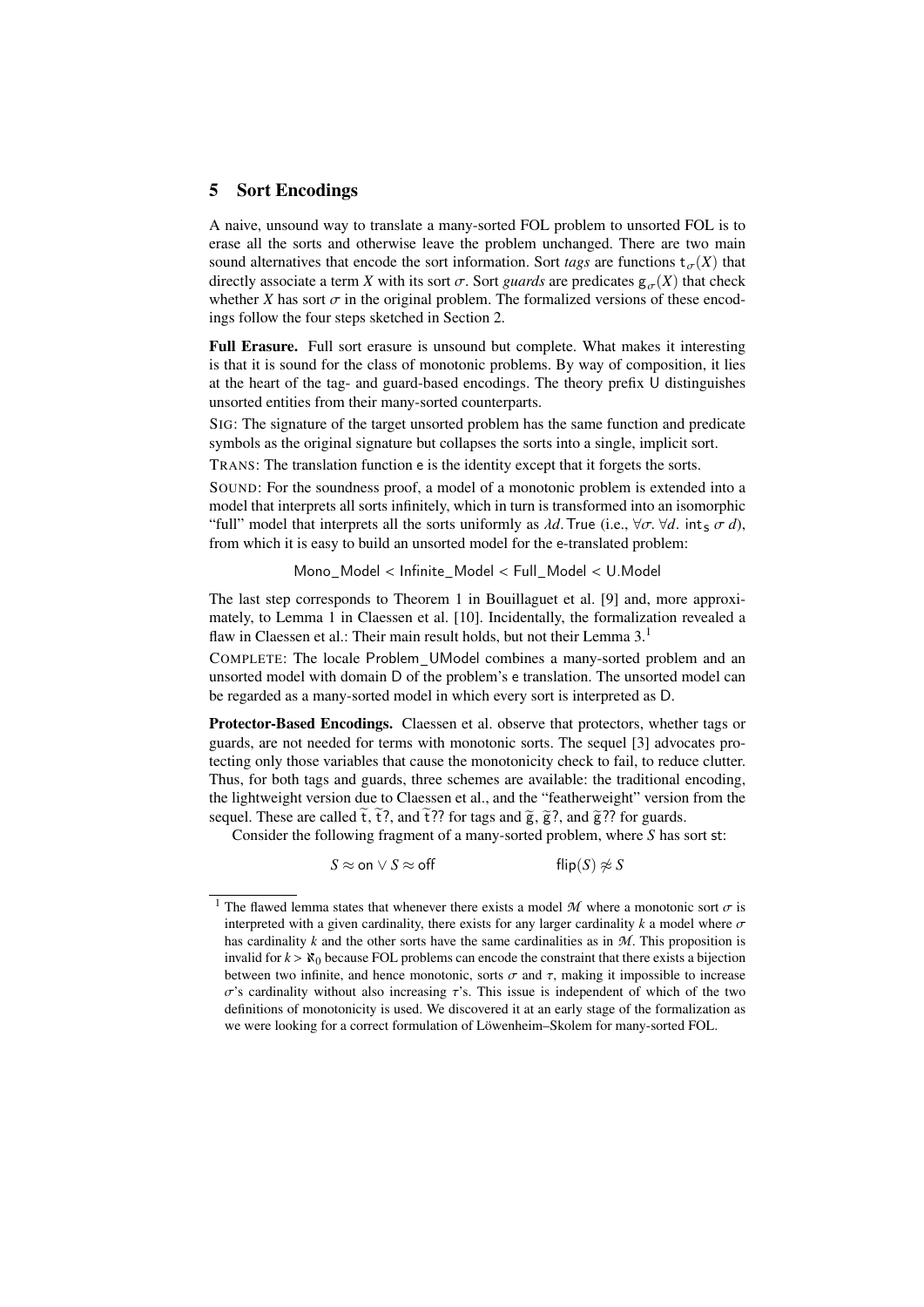## 5 Sort Encodings

A naive, unsound way to translate a many-sorted FOL problem to unsorted FOL is to erase all the sorts and otherwise leave the problem unchanged. There are two main sound alternatives that encode the sort information. Sort *tags* are functions $\mathsf{t}_\sigma(X)$ that directly associate a term $X$ with its sort $\sigma$. Sort *guards* are predicates $\mathsf{g}_\sigma(X)$ that check whether $X$ has sort $\sigma$ in the original problem. The formalized versions of these encodings follow the four steps sketched in Section 2.

**Full Erasure.** Full sort erasure is unsound but complete. What makes it interesting is that it is sound for the class of monotonic problems. By way of composition, it lies at the heart of the tag- and guard-based encodings. The theory prefix U distinguishes unsorted entities from their many-sorted counterparts.

SIG: The signature of the target unsorted problem has the same function and predicate symbols as the original signature but collapses the sorts into a single, implicit sort.

TRANS: The translation function e is the identity except that it forgets the sorts.

SOUND: For the soundness proof, a model of a monotonic problem is extended into a model that interprets all sorts infinitely, which in turn is transformed into an isomorphic "full" model that interprets all the sorts uniformly as $\lambda d.\,\mathsf{True}$ (i.e., $\forall\sigma.\ \forall d.\ \mathsf{int_S}\ \sigma\ d$), from which it is easy to build an unsorted model for the e-translated problem:

$$\mathsf{Mono\_Model} < \mathsf{Infinite\_Model} < \mathsf{Full\_Model} < \mathsf{U.Model}$$

The last step corresponds to Theorem 1 in Bouillaguet et al. [9] and, more approximately, to Lemma 1 in Claessen et al. [10]. Incidentally, the formalization revealed a flaw in Claessen et al.: Their main result holds, but not their Lemma 3.[1]

COMPLETE: The locale Problem_UModel combines a many-sorted problem and an unsorted model with domain D of the problem's e translation. The unsorted model can be regarded as a many-sorted model in which every sort is interpreted as D.

**Protector-Based Encodings.** Claessen et al. observe that protectors, whether tags or guards, are not needed for terms with monotonic sorts. The sequel [3] advocates protecting only those variables that cause the monotonicity check to fail, to reduce clutter. Thus, for both tags and guards, three schemes are available: the traditional encoding, the lightweight version due to Claessen et al., and the "featherweight" version from the sequel. These are called $\widetilde{\mathsf{t}}$, $\widetilde{\mathsf{t}}?$, and $\widetilde{\mathsf{t}}??$ for tags and $\widetilde{\mathsf{g}}$, $\widetilde{\mathsf{g}}?$, and $\widetilde{\mathsf{g}}??$ for guards.

Consider the following fragment of a many-sorted problem, where $S$ has sort st:

$$S \approx \mathsf{on} \vee S \approx \mathsf{off} \qquad\qquad \mathsf{flip}(S) \not\approx S$$

---

[1] The flawed lemma states that whenever there exists a model $\mathcal{M}$ where a monotonic sort $\sigma$ is interpreted with a given cardinality, there exists for any larger cardinality $k$ a model where $\sigma$ has cardinality $k$ and the other sorts have the same cardinalities as in $\mathcal{M}$. This proposition is invalid for $k > \aleph_0$ because FOL problems can encode the constraint that there exists a bijection between two infinite, and hence monotonic, sorts $\sigma$ and $\tau$, making it impossible to increase $\sigma$'s cardinality without also increasing $\tau$'s. This issue is independent of which of the two definitions of monotonicity is used. We discovered it at an early stage of the formalization as we were looking for a correct formulation of Löwenheim–Skolem for many-sorted FOL.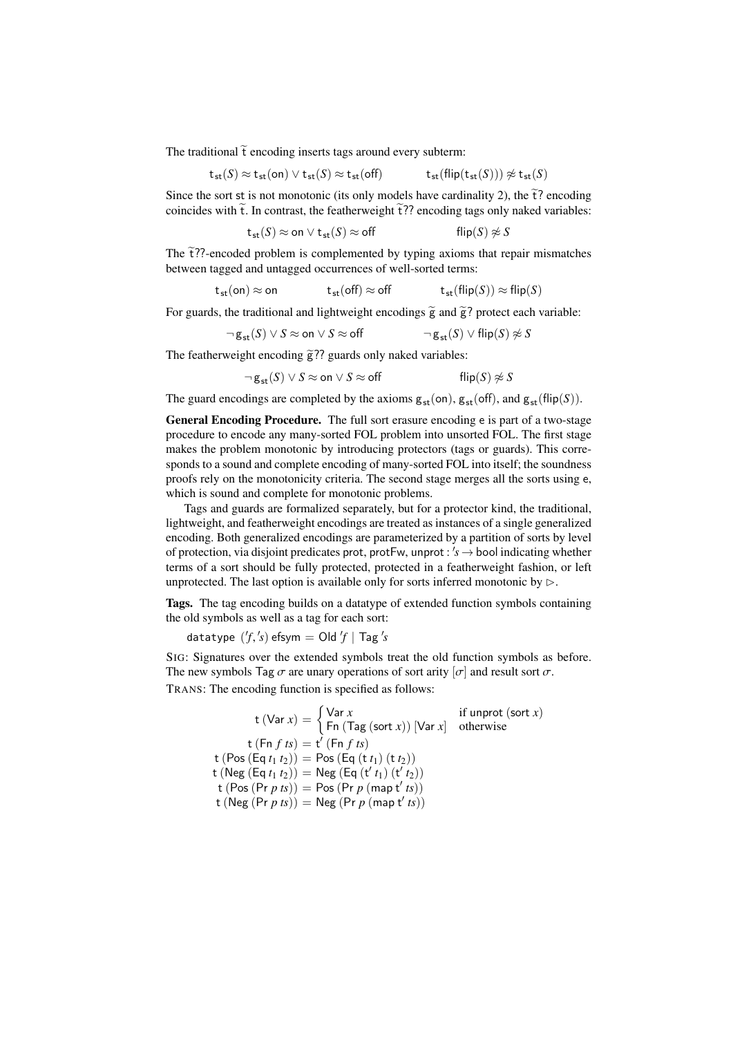The traditional $\widetilde{\mathsf{t}}$ encoding inserts tags around every subterm:

$$\mathsf{t}_{\mathsf{st}}(S) \approx \mathsf{t}_{\mathsf{st}}(\mathsf{on}) \vee \mathsf{t}_{\mathsf{st}}(S) \approx \mathsf{t}_{\mathsf{st}}(\mathsf{off}) \qquad\qquad \mathsf{t}_{\mathsf{st}}(\mathsf{flip}(\mathsf{t}_{\mathsf{st}}(S))) \not\approx \mathsf{t}_{\mathsf{st}}(S)$$

Since the sort $\mathsf{st}$ is not monotonic (its only models have cardinality 2), the $\widetilde{\mathsf{t}}?$ encoding coincides with $\widetilde{\mathsf{t}}$. In contrast, the featherweight $\widetilde{\mathsf{t}}??$ encoding tags only naked variables:

$$\mathsf{t}_{\mathsf{st}}(S) \approx \mathsf{on} \vee \mathsf{t}_{\mathsf{st}}(S) \approx \mathsf{off} \qquad\qquad \mathsf{flip}(S) \not\approx S$$

The $\widetilde{\mathsf{t}}??$-encoded problem is complemented by typing axioms that repair mismatches between tagged and untagged occurrences of well-sorted terms:

$$\mathsf{t}_{\mathsf{st}}(\mathsf{on}) \approx \mathsf{on} \qquad\qquad \mathsf{t}_{\mathsf{st}}(\mathsf{off}) \approx \mathsf{off} \qquad\qquad \mathsf{t}_{\mathsf{st}}(\mathsf{flip}(S)) \approx \mathsf{flip}(S)$$

For guards, the traditional and lightweight encodings $\widetilde{\mathsf{g}}$ and $\widetilde{\mathsf{g}}?$ protect each variable:

$$\neg\, \mathsf{g}_{\mathsf{st}}(S) \vee S \approx \mathsf{on} \vee S \approx \mathsf{off} \qquad\qquad \neg\, \mathsf{g}_{\mathsf{st}}(S) \vee \mathsf{flip}(S) \not\approx S$$

The featherweight encoding $\widetilde{\mathsf{g}}??$ guards only naked variables:

$$\neg\, \mathsf{g}_{\mathsf{st}}(S) \vee S \approx \mathsf{on} \vee S \approx \mathsf{off} \qquad\qquad \mathsf{flip}(S) \not\approx S$$

The guard encodings are completed by the axioms $\mathsf{g}_{\mathsf{st}}(\mathsf{on})$, $\mathsf{g}_{\mathsf{st}}(\mathsf{off})$, and $\mathsf{g}_{\mathsf{st}}(\mathsf{flip}(S))$.

**General Encoding Procedure.** The full sort erasure encoding $\mathsf{e}$ is part of a two-stage procedure to encode any many-sorted FOL problem into unsorted FOL. The first stage makes the problem monotonic by introducing protectors (tags or guards). This corresponds to a sound and complete encoding of many-sorted FOL into itself; the soundness proofs rely on the monotonicity criteria. The second stage merges all the sorts using $\mathsf{e}$, which is sound and complete for monotonic problems.

Tags and guards are formalized separately, but for a protector kind, the traditional, lightweight, and featherweight encodings are treated as instances of a single generalized encoding. Both generalized encodings are parameterized by a partition of sorts by level of protection, via disjoint predicates $\mathsf{prot}$, $\mathsf{protFw}$, $\mathsf{unprot} : {'s} \to \mathsf{bool}$ indicating whether terms of a sort should be fully protected, protected in a featherweight fashion, or left unprotected. The last option is available only for sorts inferred monotonic by $\rhd$.

**Tags.** The tag encoding builds on a datatype of extended function symbols containing the old symbols as well as a tag for each sort:

$$\texttt{datatype}\ ({'f}, {'s})\ \mathsf{efsym} = \mathsf{Old}\ {'f} \mid \mathsf{Tag}\ {'s}$$

SIG: Signatures over the extended symbols treat the old function symbols as before. The new symbols $\mathsf{Tag}\ \sigma$ are unary operations of sort arity $[\sigma]$ and result sort $\sigma$.

TRANS: The encoding function is specified as follows:

$$\begin{aligned}
\mathsf{t}\ (\mathsf{Var}\ x) &= \begin{cases} \mathsf{Var}\ x & \text{if } \mathsf{unprot}\ (\mathsf{sort}\ x) \\ \mathsf{Fn}\ (\mathsf{Tag}\ (\mathsf{sort}\ x))\ [\mathsf{Var}\ x] & \text{otherwise} \end{cases} \\
\mathsf{t}\ (\mathsf{Fn}\ f\ ts) &= \mathsf{t}'\ (\mathsf{Fn}\ f\ ts) \\
\mathsf{t}\ (\mathsf{Pos}\ (\mathsf{Eq}\ t_1\ t_2)) &= \mathsf{Pos}\ (\mathsf{Eq}\ (\mathsf{t}\ t_1)\ (\mathsf{t}\ t_2)) \\
\mathsf{t}\ (\mathsf{Neg}\ (\mathsf{Eq}\ t_1\ t_2)) &= \mathsf{Neg}\ (\mathsf{Eq}\ (\mathsf{t}'\ t_1)\ (\mathsf{t}'\ t_2)) \\
\mathsf{t}\ (\mathsf{Pos}\ (\mathsf{Pr}\ p\ ts)) &= \mathsf{Pos}\ (\mathsf{Pr}\ p\ (\mathsf{map}\ \mathsf{t}'\ ts)) \\
\mathsf{t}\ (\mathsf{Neg}\ (\mathsf{Pr}\ p\ ts)) &= \mathsf{Neg}\ (\mathsf{Pr}\ p\ (\mathsf{map}\ \mathsf{t}'\ ts))
\end{aligned}$$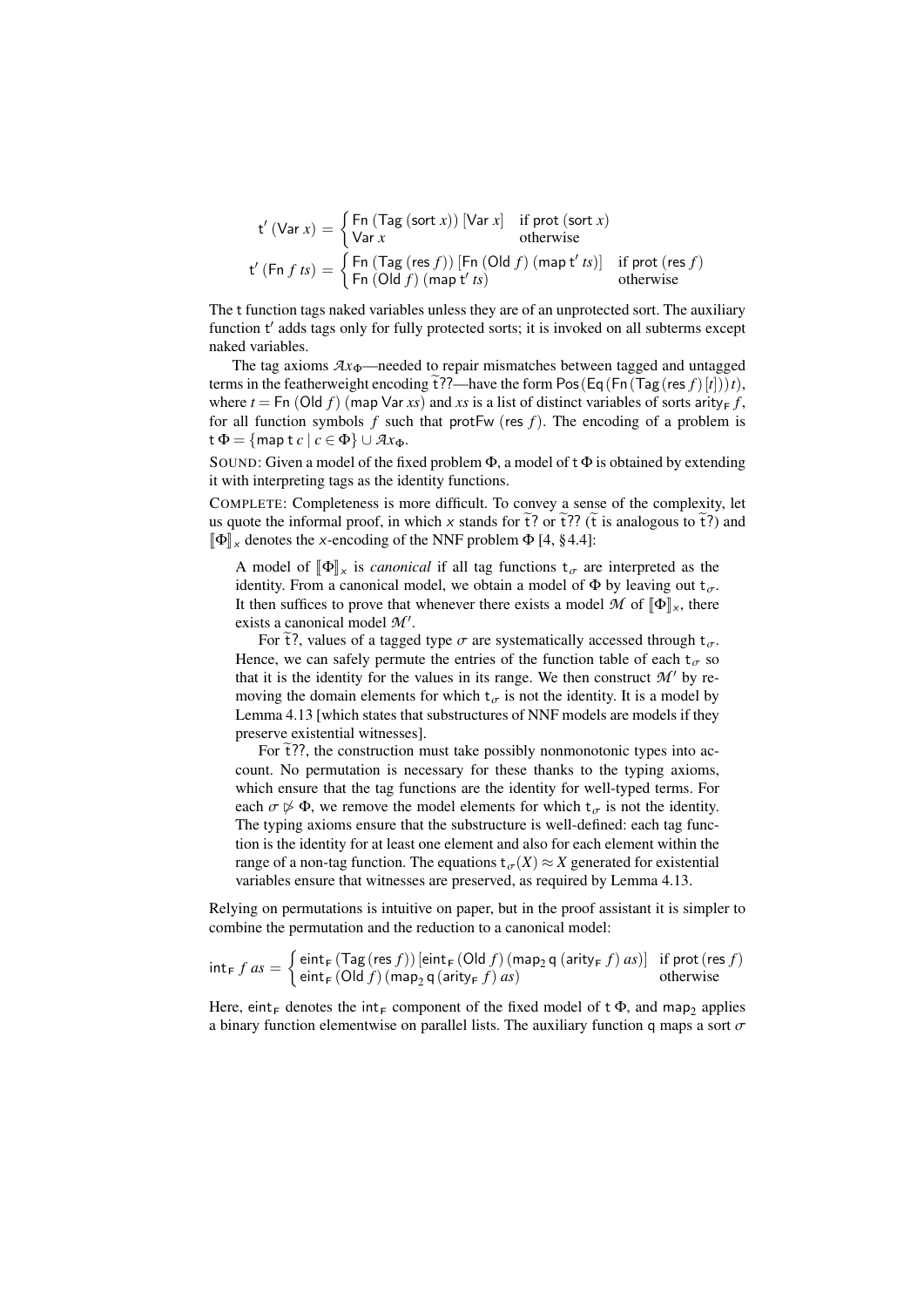$$\mathsf{t}'\,(\mathsf{Var}\,x) = \begin{cases} \mathsf{Fn}\,(\mathsf{Tag}\,(\mathsf{sort}\,x))\,[\mathsf{Var}\,x] & \text{if prot}\,(\mathsf{sort}\,x) \\ \mathsf{Var}\,x & \text{otherwise} \end{cases}$$

$$\mathsf{t}'\,(\mathsf{Fn}\,f\,ts) = \begin{cases} \mathsf{Fn}\,(\mathsf{Tag}\,(\mathsf{res}\,f))\,[\mathsf{Fn}\,(\mathsf{Old}\,f)\,(\mathsf{map}\,\mathsf{t}'\,ts)] & \text{if prot}\,(\mathsf{res}\,f) \\ \mathsf{Fn}\,(\mathsf{Old}\,f)\,(\mathsf{map}\,\mathsf{t}'\,ts) & \text{otherwise} \end{cases}$$

The $\mathsf{t}$ function tags naked variables unless they are of an unprotected sort. The auxiliary function $\mathsf{t}'$ adds tags only for fully protected sorts; it is invoked on all subterms except naked variables.

The tag axioms $\mathcal{A}x_\Phi$—needed to repair mismatches between tagged and untagged terms in the featherweight encoding $\widetilde{\mathrm{t}}??$—have the form $\mathsf{Pos}\,(\mathsf{Eq}\,(\mathsf{Fn}\,(\mathsf{Tag}\,(\mathsf{res}\,f)\,[t]))\,t)$, where $t = \mathsf{Fn}\,(\mathsf{Old}\,f)\,(\mathsf{map}\,\mathsf{Var}\,xs)$ and $xs$ is a list of distinct variables of sorts $\mathsf{arity_F}\,f$, for all function symbols $f$ such that $\mathsf{protFw}\,(\mathsf{res}\,f)$. The encoding of a problem is $\mathsf{t}\,\Phi = \{\mathsf{map}\,\mathsf{t}\,c \mid c \in \Phi\} \cup \mathcal{A}x_\Phi$.

SOUND: Given a model of the fixed problem $\Phi$, a model of $\mathsf{t}\,\Phi$ is obtained by extending it with interpreting tags as the identity functions.

COMPLETE: Completeness is more difficult. To convey a sense of the complexity, let us quote the informal proof, in which $x$ stands for $\widetilde{\mathrm{t}}?$ or $\widetilde{\mathrm{t}}??$ ($\widetilde{\mathrm{t}}$ is analogous to $\widetilde{\mathrm{t}}?$) and $[\![\Phi]\!]_x$ denotes the $x$-encoding of the NNF problem $\Phi$ [4, §4.4]:

> A model of $[\![\Phi]\!]_x$ is *canonical* if all tag functions $\mathsf{t}_\sigma$ are interpreted as the identity. From a canonical model, we obtain a model of $\Phi$ by leaving out $\mathsf{t}_\sigma$. It then suffices to prove that whenever there exists a model $\mathcal{M}$ of $[\![\Phi]\!]_x$, there exists a canonical model $\mathcal{M}'$.
>
> For $\widetilde{\mathrm{t}}?$, values of a tagged type $\sigma$ are systematically accessed through $\mathsf{t}_\sigma$. Hence, we can safely permute the entries of the function table of each $\mathsf{t}_\sigma$ so that it is the identity for the values in its range. We then construct $\mathcal{M}'$ by removing the domain elements for which $\mathsf{t}_\sigma$ is not the identity. It is a model by Lemma 4.13 [which states that substructures of NNF models are models if they preserve existential witnesses].
>
> For $\widetilde{\mathrm{t}}??$, the construction must take possibly nonmonotonic types into account. No permutation is necessary for these thanks to the typing axioms, which ensure that the tag functions are the identity for well-typed terms. For each $\sigma \not\rhd \Phi$, we remove the model elements for which $\mathsf{t}_\sigma$ is not the identity. The typing axioms ensure that the substructure is well-defined: each tag function is the identity for at least one element and also for each element within the range of a non-tag function. The equations $\mathsf{t}_\sigma(X) \approx X$ generated for existential variables ensure that witnesses are preserved, as required by Lemma 4.13.

Relying on permutations is intuitive on paper, but in the proof assistant it is simpler to combine the permutation and the reduction to a canonical model:

$$\mathsf{int_F}\,f\,as = \begin{cases} \mathsf{eint_F}\,(\mathsf{Tag}\,(\mathsf{res}\,f))\,[\mathsf{eint_F}\,(\mathsf{Old}\,f)\,(\mathsf{map_2}\,\mathsf{q}\,(\mathsf{arity_F}\,f)\,as)] & \text{if prot}\,(\mathsf{res}\,f) \\ \mathsf{eint_F}\,(\mathsf{Old}\,f)\,(\mathsf{map_2}\,\mathsf{q}\,(\mathsf{arity_F}\,f)\,as) & \text{otherwise} \end{cases}$$

Here, $\mathsf{eint_F}$ denotes the $\mathsf{int_F}$ component of the fixed model of $\mathsf{t}\,\Phi$, and $\mathsf{map_2}$ applies a binary function elementwise on parallel lists. The auxiliary function $\mathsf{q}$ maps a sort $\sigma$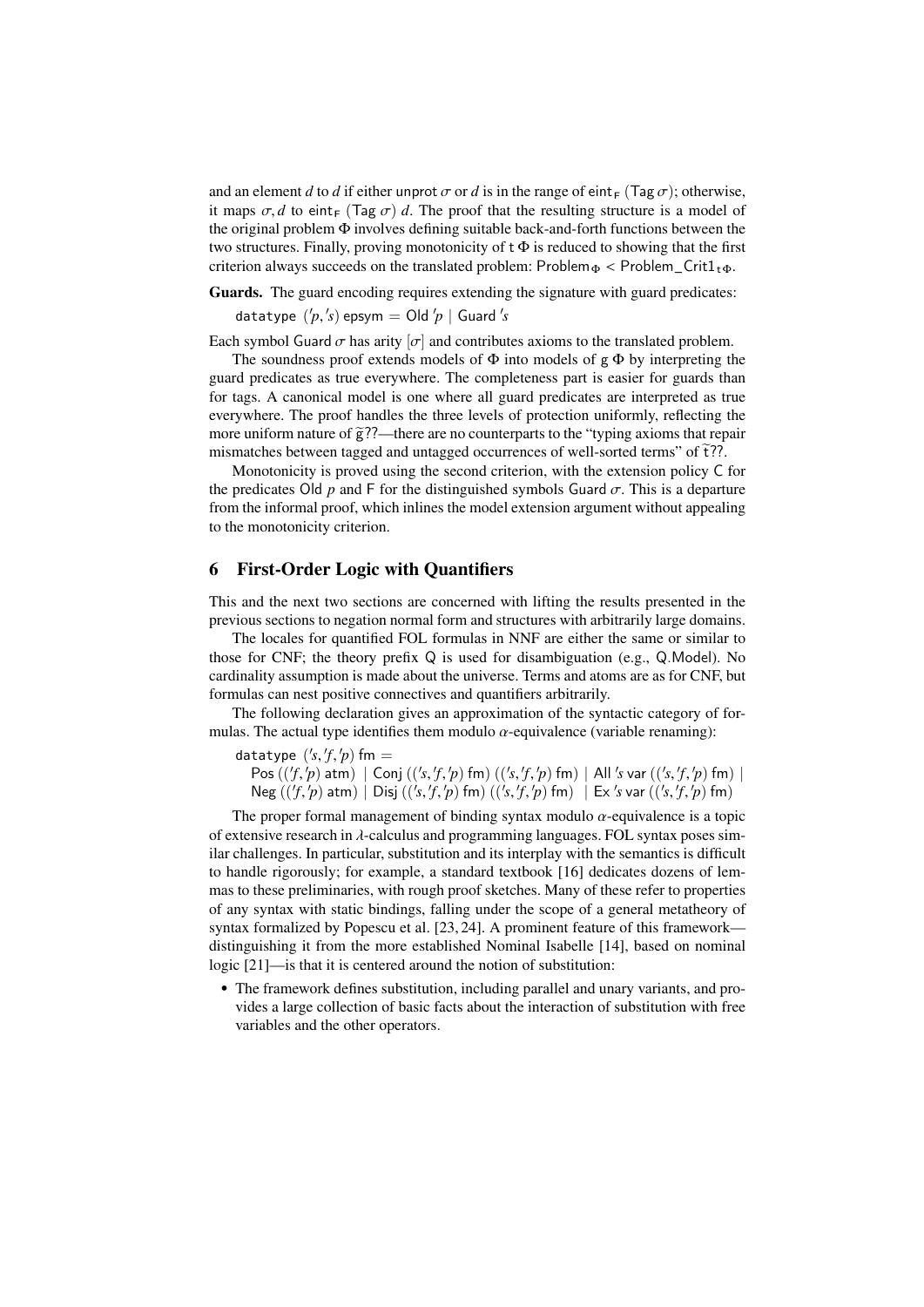and an element $d$ to $d$ if either unprot $\sigma$ or $d$ is in the range of $\mathsf{eint}_\mathsf{F}$ (Tag $\sigma$); otherwise, it maps $\sigma, d$ to $\mathsf{eint}_\mathsf{F}$ (Tag $\sigma$) $d$. The proof that the resulting structure is a model of the original problem $\Phi$ involves defining suitable back-and-forth functions between the two structures. Finally, proving monotonicity of t $\Phi$ is reduced to showing that the first criterion always succeeds on the translated problem: $\mathsf{Problem}_\Phi < \mathsf{Problem\_Crit1}_{\mathsf{t}\,\Phi}$.

**Guards.** The guard encoding requires extending the signature with guard predicates:

datatype $('p, 's)$ epsym = Old $'p$ | Guard $'s$

Each symbol Guard $\sigma$ has arity $[\sigma]$ and contributes axioms to the translated problem.

The soundness proof extends models of $\Phi$ into models of g $\Phi$ by interpreting the guard predicates as true everywhere. The completeness part is easier for guards than for tags. A canonical model is one where all guard predicates are interpreted as true everywhere. The proof handles the three levels of protection uniformly, reflecting the more uniform nature of $\widetilde{\mathrm{g}}$??—there are no counterparts to the "typing axioms that repair mismatches between tagged and untagged occurrences of well-sorted terms" of $\widetilde{\mathrm{t}}$??.

Monotonicity is proved using the second criterion, with the extension policy C for the predicates Old $p$ and F for the distinguished symbols Guard $\sigma$. This is a departure from the informal proof, which inlines the model extension argument without appealing to the monotonicity criterion.

## 6 First-Order Logic with Quantifiers

This and the next two sections are concerned with lifting the results presented in the previous sections to negation normal form and structures with arbitrarily large domains.

The locales for quantified FOL formulas in NNF are either the same or similar to those for CNF; the theory prefix Q is used for disambiguation (e.g., Q.Model). No cardinality assumption is made about the universe. Terms and atoms are as for CNF, but formulas can nest positive connectives and quantifiers arbitrarily.

The following declaration gives an approximation of the syntactic category of formulas. The actual type identifies them modulo $\alpha$-equivalence (variable renaming):

datatype $('s, 'f, 'p)$ fm =
 Pos $(('f, 'p)$ atm$)$ | Conj $(('s, 'f, 'p)$ fm$)$ $(('s, 'f, 'p)$ fm$)$ | All $'s$ var $(('s, 'f, 'p)$ fm$)$ |
 Neg $(('f, 'p)$ atm$)$ | Disj $(('s, 'f, 'p)$ fm$)$ $(('s, 'f, 'p)$ fm$)$ | Ex $'s$ var $(('s, 'f, 'p)$ fm$)$

The proper formal management of binding syntax modulo $\alpha$-equivalence is a topic of extensive research in $\lambda$-calculus and programming languages. FOL syntax poses similar challenges. In particular, substitution and its interplay with the semantics is difficult to handle rigorously; for example, a standard textbook [16] dedicates dozens of lemmas to these preliminaries, with rough proof sketches. Many of these refer to properties of any syntax with static bindings, falling under the scope of a general metatheory of syntax formalized by Popescu et al. [23, 24]. A prominent feature of this framework—distinguishing it from the more established Nominal Isabelle [14], based on nominal logic [21]—is that it is centered around the notion of substitution:

- The framework defines substitution, including parallel and unary variants, and provides a large collection of basic facts about the interaction of substitution with free variables and the other operators.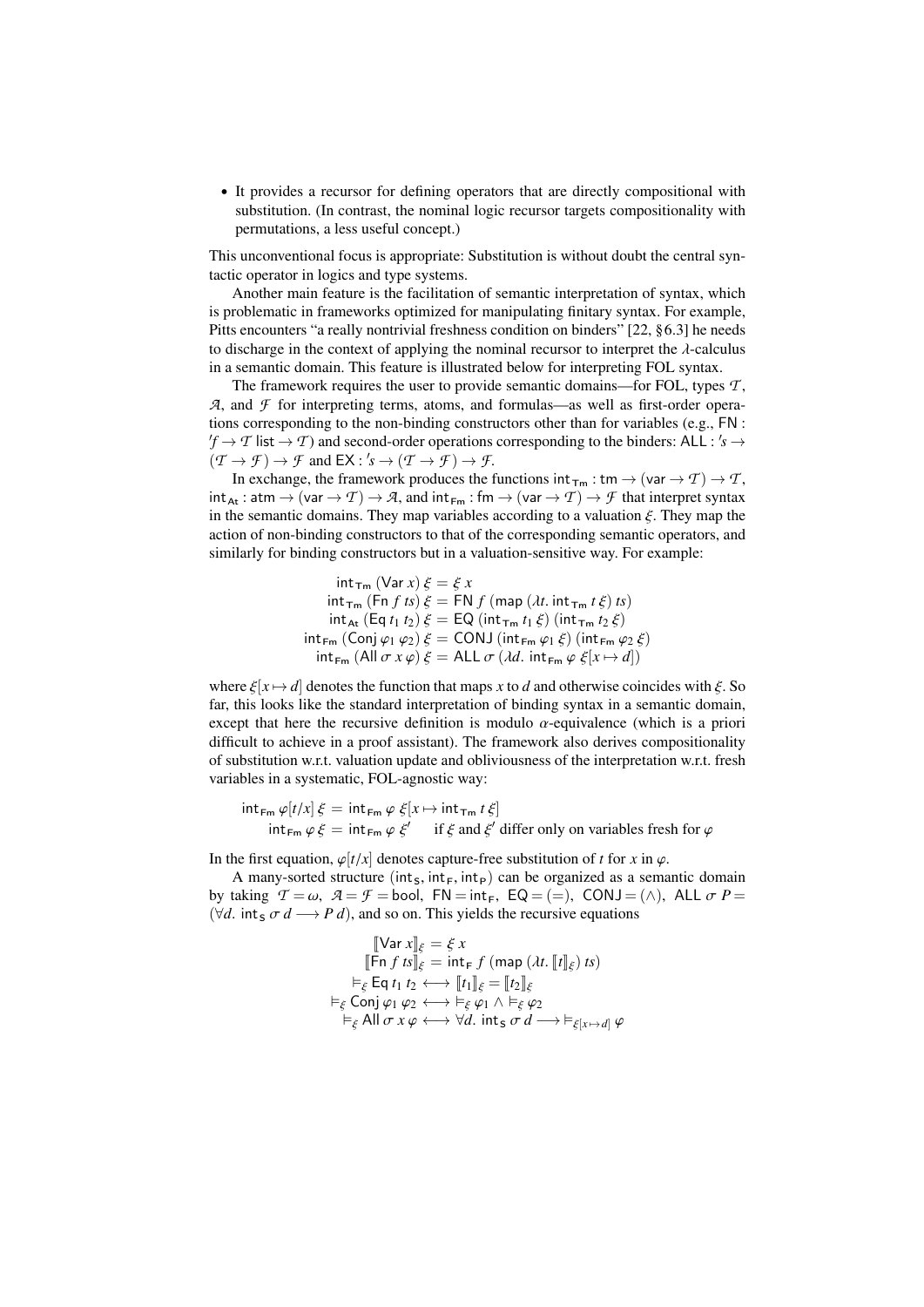- It provides a recursor for defining operators that are directly compositional with substitution. (In contrast, the nominal logic recursor targets compositionality with permutations, a less useful concept.)

This unconventional focus is appropriate: Substitution is without doubt the central syntactic operator in logics and type systems.

Another main feature is the facilitation of semantic interpretation of syntax, which is problematic in frameworks optimized for manipulating finitary syntax. For example, Pitts encounters "a really nontrivial freshness condition on binders" [22, §6.3] he needs to discharge in the context of applying the nominal recursor to interpret the $\lambda$-calculus in a semantic domain. This feature is illustrated below for interpreting FOL syntax.

The framework requires the user to provide semantic domains—for FOL, types $\mathcal{T}$, $\mathcal{A}$, and $\mathcal{F}$ for interpreting terms, atoms, and formulas—as well as first-order operations corresponding to the non-binding constructors other than for variables (e.g., $\mathsf{FN} : {'f} \to \mathcal{T}\ \mathsf{list} \to \mathcal{T}$) and second-order operations corresponding to the binders: $\mathsf{ALL} : {'s} \to (\mathcal{T} \to \mathcal{F}) \to \mathcal{F}$ and $\mathsf{EX} : {'s} \to (\mathcal{T} \to \mathcal{F}) \to \mathcal{F}$.

In exchange, the framework produces the functions $\mathsf{int}_{\mathsf{Tm}} : \mathsf{tm} \to (\mathsf{var} \to \mathcal{T}) \to \mathcal{T}$, $\mathsf{int}_{\mathsf{At}} : \mathsf{atm} \to (\mathsf{var} \to \mathcal{T}) \to \mathcal{A}$, and $\mathsf{int}_{\mathsf{Fm}} : \mathsf{fm} \to (\mathsf{var} \to \mathcal{T}) \to \mathcal{F}$ that interpret syntax in the semantic domains. They map variables according to a valuation $\xi$. They map the action of non-binding constructors to that of the corresponding semantic operators, and similarly for binding constructors but in a valuation-sensitive way. For example:

$$
\begin{aligned}
\mathsf{int}_{\mathsf{Tm}}\ (\mathsf{Var}\ x)\ \xi &= \xi\ x \\
\mathsf{int}_{\mathsf{Tm}}\ (\mathsf{Fn}\ f\ ts)\ \xi &= \mathsf{FN}\ f\ (\mathsf{map}\ (\lambda t.\ \mathsf{int}_{\mathsf{Tm}}\ t\ \xi)\ ts) \\
\mathsf{int}_{\mathsf{At}}\ (\mathsf{Eq}\ t_1\ t_2)\ \xi &= \mathsf{EQ}\ (\mathsf{int}_{\mathsf{Tm}}\ t_1\ \xi)\ (\mathsf{int}_{\mathsf{Tm}}\ t_2\ \xi) \\
\mathsf{int}_{\mathsf{Fm}}\ (\mathsf{Conj}\ \varphi_1\ \varphi_2)\ \xi &= \mathsf{CONJ}\ (\mathsf{int}_{\mathsf{Fm}}\ \varphi_1\ \xi)\ (\mathsf{int}_{\mathsf{Fm}}\ \varphi_2\ \xi) \\
\mathsf{int}_{\mathsf{Fm}}\ (\mathsf{All}\ \sigma\ x\ \varphi)\ \xi &= \mathsf{ALL}\ \sigma\ (\lambda d.\ \mathsf{int}_{\mathsf{Fm}}\ \varphi\ \xi[x \mapsto d])
\end{aligned}
$$

where $\xi[x \mapsto d]$ denotes the function that maps $x$ to $d$ and otherwise coincides with $\xi$. So far, this looks like the standard interpretation of binding syntax in a semantic domain, except that here the recursive definition is modulo $\alpha$-equivalence (which is a priori difficult to achieve in a proof assistant). The framework also derives compositionality of substitution w.r.t. valuation update and obliviousness of the interpretation w.r.t. fresh variables in a systematic, FOL-agnostic way:

$$
\begin{aligned}
\mathsf{int}_{\mathsf{Fm}}\ \varphi[t/x]\ \xi &= \mathsf{int}_{\mathsf{Fm}}\ \varphi\ \xi[x \mapsto \mathsf{int}_{\mathsf{Tm}}\ t\ \xi] \\
\mathsf{int}_{\mathsf{Fm}}\ \varphi\ \xi &= \mathsf{int}_{\mathsf{Fm}}\ \varphi\ \xi' \quad \text{if } \xi \text{ and } \xi' \text{ differ only on variables fresh for } \varphi
\end{aligned}
$$

In the first equation, $\varphi[t/x]$ denotes capture-free substitution of $t$ for $x$ in $\varphi$.

A many-sorted structure $(\mathsf{int}_{\mathsf{S}}, \mathsf{int}_{\mathsf{F}}, \mathsf{int}_{\mathsf{P}})$ can be organized as a semantic domain by taking $\mathcal{T} = \omega$, $\mathcal{A} = \mathcal{F} = \mathsf{bool}$, $\mathsf{FN} = \mathsf{int}_{\mathsf{F}}$, $\mathsf{EQ} = (=)$, $\mathsf{CONJ} = (\wedge)$, $\mathsf{ALL}\ \sigma\ P = (\forall d.\ \mathsf{int}_{\mathsf{S}}\ \sigma\ d \longrightarrow P\ d)$, and so on. This yields the recursive equations

$$
\begin{aligned}
[\![\mathsf{Var}\ x]\!]_{\xi} &= \xi\ x \\
[\![\mathsf{Fn}\ f\ ts]\!]_{\xi} &= \mathsf{int}_{\mathsf{F}}\ f\ (\mathsf{map}\ (\lambda t.\ [\![t]\!]_{\xi})\ ts) \\
\models_{\xi} \mathsf{Eq}\ t_1\ t_2 &\longleftrightarrow [\![t_1]\!]_{\xi} = [\![t_2]\!]_{\xi} \\
\models_{\xi} \mathsf{Conj}\ \varphi_1\ \varphi_2 &\longleftrightarrow \models_{\xi} \varphi_1 \wedge \models_{\xi} \varphi_2 \\
\models_{\xi} \mathsf{All}\ \sigma\ x\ \varphi &\longleftrightarrow \forall d.\ \mathsf{int}_{\mathsf{S}}\ \sigma\ d \longrightarrow \models_{\xi[x \mapsto d]} \varphi
\end{aligned}
$$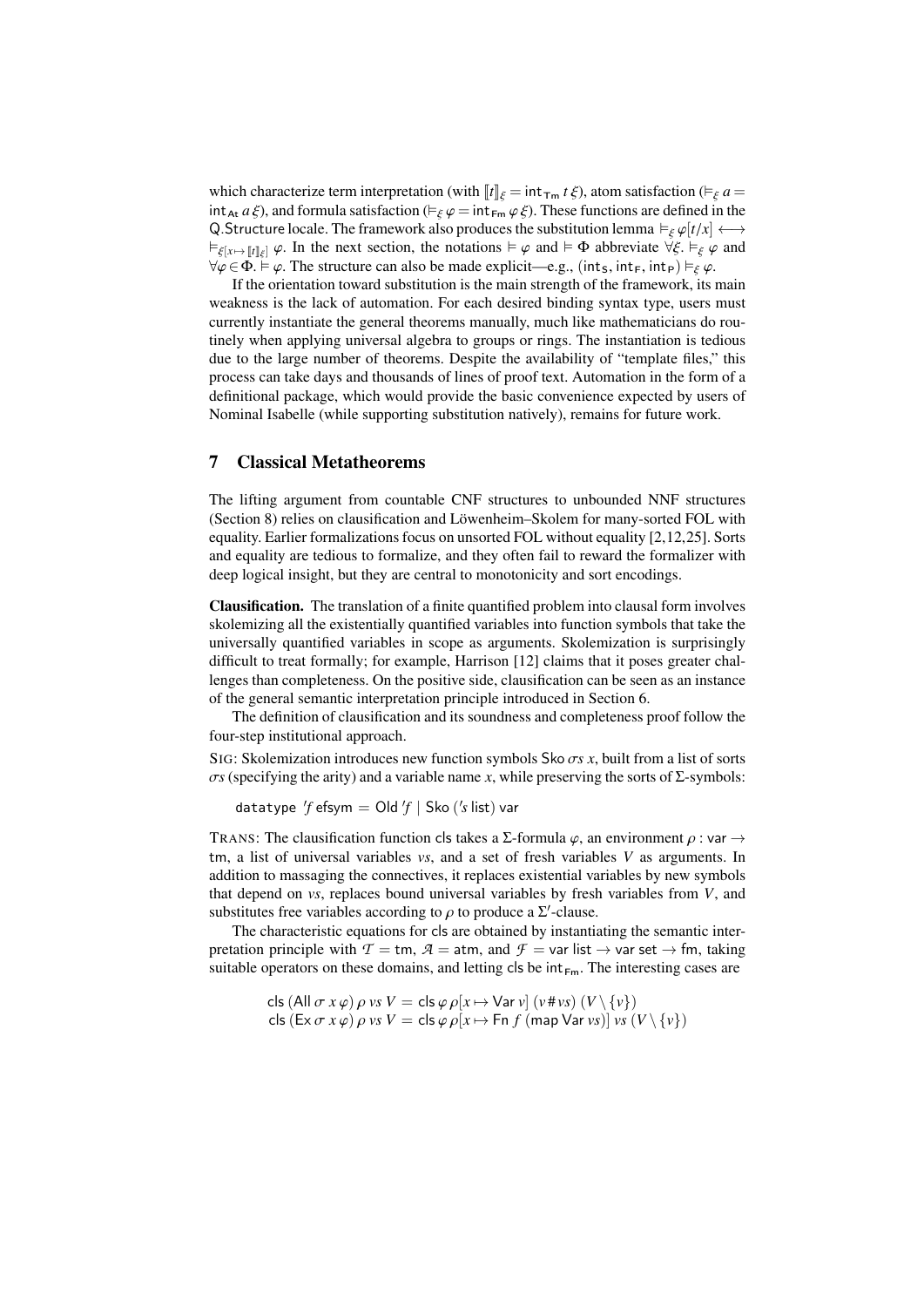which characterize term interpretation (with $[\![t]\!]_\xi = \mathsf{int}_{\mathsf{Tm}}\ t\ \xi$), atom satisfaction ($\models_\xi a = \mathsf{int}_{\mathsf{At}}\ a\ \xi$), and formula satisfaction ($\models_\xi \varphi = \mathsf{int}_{\mathsf{Fm}}\ \varphi\ \xi$). These functions are defined in the Q.Structure locale. The framework also produces the substitution lemma $\models_\xi \varphi[t/x] \longleftrightarrow \models_{\xi[x \mapsto [\![t]\!]_\xi]} \varphi$. In the next section, the notations $\models \varphi$ and $\models \Phi$ abbreviate $\forall \xi.\ \models_\xi \varphi$ and $\forall \varphi \in \Phi.\ \models \varphi$. The structure can also be made explicit—e.g., $(\mathsf{int}_{\mathsf{S}}, \mathsf{int}_{\mathsf{F}}, \mathsf{int}_{\mathsf{P}}) \models_\xi \varphi$.

If the orientation toward substitution is the main strength of the framework, its main weakness is the lack of automation. For each desired binding syntax type, users must currently instantiate the general theorems manually, much like mathematicians do routinely when applying universal algebra to groups or rings. The instantiation is tedious due to the large number of theorems. Despite the availability of "template files," this process can take days and thousands of lines of proof text. Automation in the form of a definitional package, which would provide the basic convenience expected by users of Nominal Isabelle (while supporting substitution natively), remains for future work.

## 7 Classical Metatheorems

The lifting argument from countable CNF structures to unbounded NNF structures (Section 8) relies on clausification and Löwenheim–Skolem for many-sorted FOL with equality. Earlier formalizations focus on unsorted FOL without equality [2,12,25]. Sorts and equality are tedious to formalize, and they often fail to reward the formalizer with deep logical insight, but they are central to monotonicity and sort encodings.

**Clausification.** The translation of a finite quantified problem into clausal form involves skolemizing all the existentially quantified variables into function symbols that take the universally quantified variables in scope as arguments. Skolemization is surprisingly difficult to treat formally; for example, Harrison [12] claims that it poses greater challenges than completeness. On the positive side, clausification can be seen as an instance of the general semantic interpretation principle introduced in Section 6.

The definition of clausification and its soundness and completeness proof follow the four-step institutional approach.

SIG: Skolemization introduces new function symbols $\mathsf{Sko}\ \sigma s\ x$, built from a list of sorts $\sigma s$ (specifying the arity) and a variable name $x$, while preserving the sorts of $\Sigma$-symbols:

```
datatype 'f efsym = Old 'f | Sko ('s list) var
```

TRANS: The clausification function cls takes a $\Sigma$-formula $\varphi$, an environment $\rho : \mathsf{var} \to \mathsf{tm}$, a list of universal variables $vs$, and a set of fresh variables $V$ as arguments. In addition to massaging the connectives, it replaces existential variables by new symbols that depend on $vs$, replaces bound universal variables by fresh variables from $V$, and substitutes free variables according to $\rho$ to produce a $\Sigma'$-clause.

The characteristic equations for cls are obtained by instantiating the semantic interpretation principle with $\mathcal{T} = \mathsf{tm}$, $\mathcal{A} = \mathsf{atm}$, and $\mathcal{F} = \mathsf{var\ list} \to \mathsf{var\ set} \to \mathsf{fm}$, taking suitable operators on these domains, and letting cls be $\mathsf{int}_{\mathsf{Fm}}$. The interesting cases are

$$\mathsf{cls}\ (\mathsf{All}\ \sigma\ x\ \varphi)\ \rho\ vs\ V = \mathsf{cls}\ \varphi\ \rho[x \mapsto \mathsf{Var}\ v]\ (v \# vs)\ (V \setminus \{v\})$$
$$\mathsf{cls}\ (\mathsf{Ex}\ \sigma\ x\ \varphi)\ \rho\ vs\ V = \mathsf{cls}\ \varphi\ \rho[x \mapsto \mathsf{Fn}\ f\ (\mathsf{map\ Var}\ vs)]\ vs\ (V \setminus \{v\})$$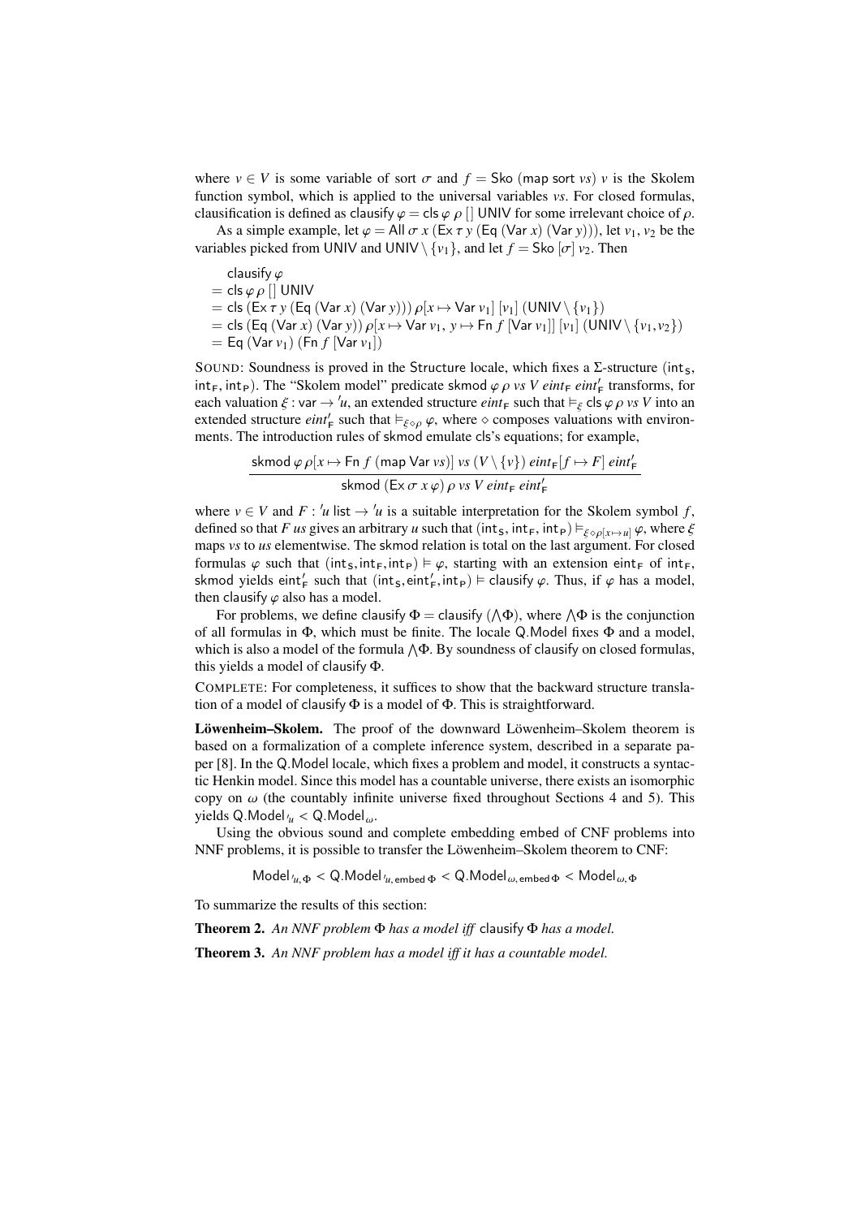where $v \in V$ is some variable of sort $\sigma$ and $f = \mathsf{Sko}\ (\mathsf{map\ sort}\ vs)\ v$ is the Skolem function symbol, which is applied to the universal variables $vs$. For closed formulas, clausification is defined as $\mathsf{clausify}\ \varphi = \mathsf{cls}\ \varphi\ \rho\ []\ \mathsf{UNIV}$ for some irrelevant choice of $\rho$.

As a simple example, let $\varphi = \mathsf{All}\ \sigma\ x\ (\mathsf{Ex}\ \tau\ y\ (\mathsf{Eq}\ (\mathsf{Var}\ x)\ (\mathsf{Var}\ y)))$, let $v_1$, $v_2$ be the variables picked from $\mathsf{UNIV}$ and $\mathsf{UNIV} \setminus \{v_1\}$, and let $f = \mathsf{Sko}\ [\sigma]\ v_2$. Then

$$
\begin{aligned}
&\mathsf{clausify}\ \varphi \\
&= \mathsf{cls}\ \varphi\ \rho\ []\ \mathsf{UNIV} \\
&= \mathsf{cls}\ (\mathsf{Ex}\ \tau\ y\ (\mathsf{Eq}\ (\mathsf{Var}\ x)\ (\mathsf{Var}\ y)))\ \rho[x \mapsto \mathsf{Var}\ v_1]\ [v_1]\ (\mathsf{UNIV} \setminus \{v_1\}) \\
&= \mathsf{cls}\ (\mathsf{Eq}\ (\mathsf{Var}\ x)\ (\mathsf{Var}\ y))\ \rho[x \mapsto \mathsf{Var}\ v_1,\ y \mapsto \mathsf{Fn}\ f\ [\mathsf{Var}\ v_1]]\ [v_1]\ (\mathsf{UNIV} \setminus \{v_1, v_2\}) \\
&= \mathsf{Eq}\ (\mathsf{Var}\ v_1)\ (\mathsf{Fn}\ f\ [\mathsf{Var}\ v_1])
\end{aligned}
$$

SOUND: Soundness is proved in the Structure locale, which fixes a $\Sigma$-structure $(\mathsf{int}_\mathsf{S}, \mathsf{int}_\mathsf{F}, \mathsf{int}_\mathsf{P})$. The "Skolem model" predicate $\mathsf{skmod}\ \varphi\ \rho\ vs\ V\ eint_\mathsf{F}\ eint'_\mathsf{F}$ transforms, for each valuation $\xi : \mathsf{var} \to {'u}$, an extended structure $eint_\mathsf{F}$ such that $\vDash_\xi \mathsf{cls}\ \varphi\ \rho\ vs\ V$ into an extended structure $eint'_\mathsf{F}$ such that $\vDash_{\xi \diamond \rho} \varphi$, where $\diamond$ composes valuations with environments. The introduction rules of $\mathsf{skmod}$ emulate $\mathsf{cls}$'s equations; for example,

$$
\frac{\mathsf{skmod}\ \varphi\ \rho[x \mapsto \mathsf{Fn}\ f\ (\mathsf{map\ Var}\ vs)]\ vs\ (V \setminus \{v\})\ eint_\mathsf{F}[f \mapsto F]\ eint'_\mathsf{F}}{\mathsf{skmod}\ (\mathsf{Ex}\ \sigma\ x\ \varphi)\ \rho\ vs\ V\ eint_\mathsf{F}\ eint'_\mathsf{F}}
$$

where $v \in V$ and $F : {'u}\ \mathsf{list} \to {'u}$ is a suitable interpretation for the Skolem symbol $f$, defined so that $F\ us$ gives an arbitrary $u$ such that $(\mathsf{int}_\mathsf{S}, \mathsf{int}_\mathsf{F}, \mathsf{int}_\mathsf{P}) \vDash_{\xi \diamond \rho[x \mapsto u]} \varphi$, where $\xi$ maps $vs$ to $us$ elementwise. The $\mathsf{skmod}$ relation is total on the last argument. For closed formulas $\varphi$ such that $(\mathsf{int}_\mathsf{S}, \mathsf{int}_\mathsf{F}, \mathsf{int}_\mathsf{P}) \vDash \varphi$, starting with an extension $\mathsf{eint}_\mathsf{F}$ of $\mathsf{int}_\mathsf{F}$, $\mathsf{skmod}$ yields $\mathsf{eint}'_\mathsf{F}$ such that $(\mathsf{int}_\mathsf{S}, \mathsf{eint}'_\mathsf{F}, \mathsf{int}_\mathsf{P}) \vDash \mathsf{clausify}\ \varphi$. Thus, if $\varphi$ has a model, then $\mathsf{clausify}\ \varphi$ also has a model.

For problems, we define $\mathsf{clausify}\ \Phi = \mathsf{clausify}\ (\bigwedge\Phi)$, where $\bigwedge\Phi$ is the conjunction of all formulas in $\Phi$, which must be finite. The locale Q.Model fixes $\Phi$ and a model, which is also a model of the formula $\bigwedge\Phi$. By soundness of $\mathsf{clausify}$ on closed formulas, this yields a model of $\mathsf{clausify}\ \Phi$.

COMPLETE: For completeness, it suffices to show that the backward structure translation of a model of $\mathsf{clausify}\ \Phi$ is a model of $\Phi$. This is straightforward.

**Löwenheim–Skolem.** The proof of the downward Löwenheim–Skolem theorem is based on a formalization of a complete inference system, described in a separate paper [8]. In the Q.Model locale, which fixes a problem and model, it constructs a syntactic Henkin model. Since this model has a countable universe, there exists an isomorphic copy on $\omega$ (the countably infinite universe fixed throughout Sections 4 and 5). This yields $\mathsf{Q.Model}_{'u} < \mathsf{Q.Model}_\omega$.

Using the obvious sound and complete embedding $\mathsf{embed}$ of CNF problems into NNF problems, it is possible to transfer the Löwenheim–Skolem theorem to CNF:

$$
\mathsf{Model}_{'u,\Phi} < \mathsf{Q.Model}_{'u,\mathsf{embed}\ \Phi} < \mathsf{Q.Model}_{\omega,\mathsf{embed}\ \Phi} < \mathsf{Model}_{\omega,\Phi}
$$

To summarize the results of this section:

**Theorem 2.** *An NNF problem $\Phi$ has a model iff* $\mathsf{clausify}\ \Phi$ *has a model.*

**Theorem 3.** *An NNF problem has a model iff it has a countable model.*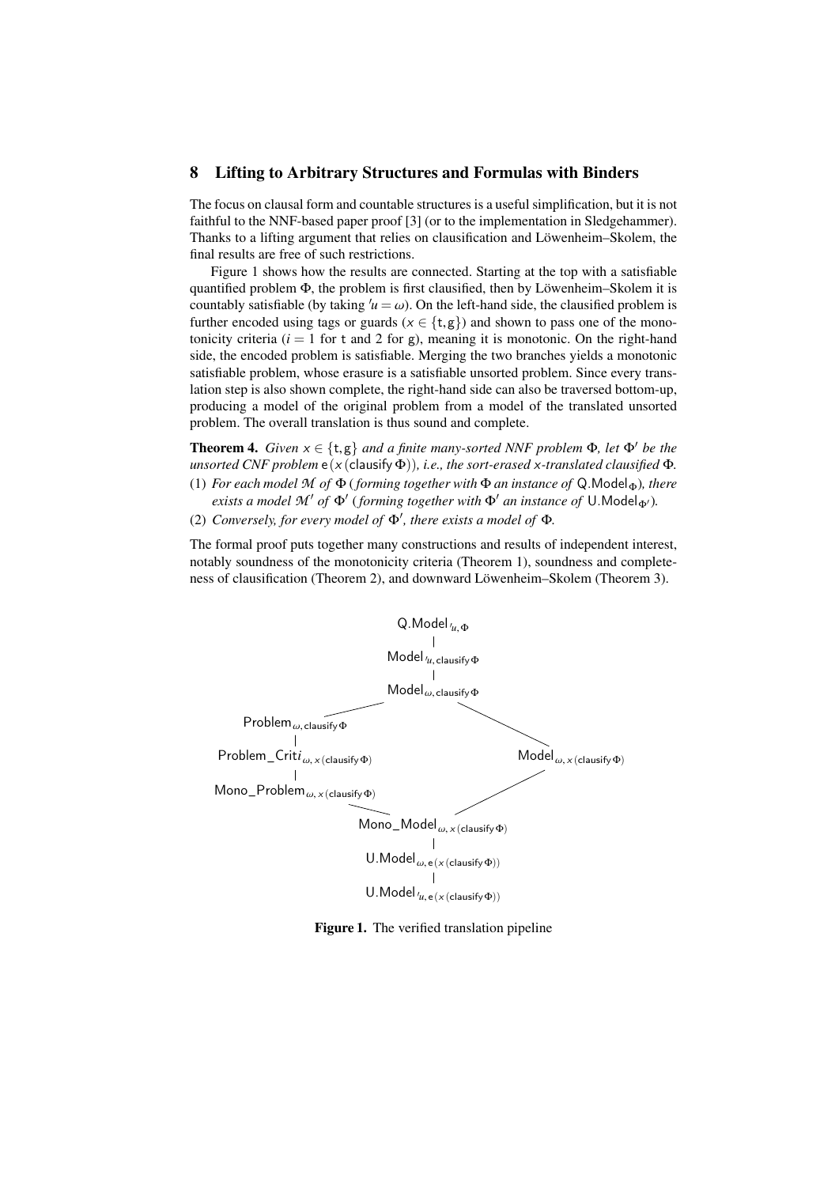# 8 Lifting to Arbitrary Structures and Formulas with Binders

The focus on clausal form and countable structures is a useful simplification, but it is not faithful to the NNF-based paper proof [3] (or to the implementation in Sledgehammer). Thanks to a lifting argument that relies on clausification and Löwenheim–Skolem, the final results are free of such restrictions.

Figure 1 shows how the results are connected. Starting at the top with a satisfiable quantified problem $\Phi$, the problem is first clausified, then by Löwenheim–Skolem it is countably satisfiable (by taking $'u = \omega$). On the left-hand side, the clausified problem is further encoded using tags or guards ($x \in \{\mathsf{t}, \mathsf{g}\}$) and shown to pass one of the monotonicity criteria ($i = 1$ for t and 2 for g), meaning it is monotonic. On the right-hand side, the encoded problem is satisfiable. Merging the two branches yields a monotonic satisfiable problem, whose erasure is a satisfiable unsorted problem. Since every translation step is also shown complete, the right-hand side can also be traversed bottom-up, producing a model of the original problem from a model of the translated unsorted problem. The overall translation is thus sound and complete.

**Theorem 4.** *Given $x \in \{\mathsf{t}, \mathsf{g}\}$ and a finite many-sorted NNF problem $\Phi$, let $\Phi'$ be the unsorted CNF problem $\mathsf{e}\,(x\,(\mathsf{clausify}\,\Phi))$, i.e., the sort-erased x-translated clausified $\Phi$.*

(1) *For each model $\mathcal{M}$ of $\Phi$ (forming together with $\Phi$ an instance of $\mathsf{Q.Model}_{\Phi}$), there exists a model $\mathcal{M}'$ of $\Phi'$ (forming together with $\Phi'$ an instance of $\mathsf{U.Model}_{\Phi'}$).*

(2) *Conversely, for every model of $\Phi'$, there exists a model of $\Phi$.*

The formal proof puts together many constructions and results of independent interest, notably soundness of the monotonicity criteria (Theorem 1), soundness and completeness of clausification (Theorem 2), and downward Löwenheim–Skolem (Theorem 3).

$\mathsf{Q.Model}_{'u,\,\Phi}$

$\mathsf{Model}_{'u,\,\mathsf{clausify}\,\Phi}$

$\mathsf{Model}_{\omega,\,\mathsf{clausify}\,\Phi}$

$\mathsf{Problem}_{\omega,\,\mathsf{clausify}\,\Phi}$ $\qquad$ $\mathsf{Model}_{\omega,\,x\,(\mathsf{clausify}\,\Phi)}$

$\mathsf{Problem\_Crit}i_{\omega,\,x\,(\mathsf{clausify}\,\Phi)}$

$\mathsf{Mono\_Problem}_{\omega,\,x\,(\mathsf{clausify}\,\Phi)}$

$\mathsf{Mono\_Model}_{\omega,\,x\,(\mathsf{clausify}\,\Phi)}$

$\mathsf{U.Model}_{\omega,\,\mathsf{e}\,(x\,(\mathsf{clausify}\,\Phi))}$

$\mathsf{U.Model}_{'u,\,\mathsf{e}\,(x\,(\mathsf{clausify}\,\Phi))}$

**Figure 1.** The verified translation pipeline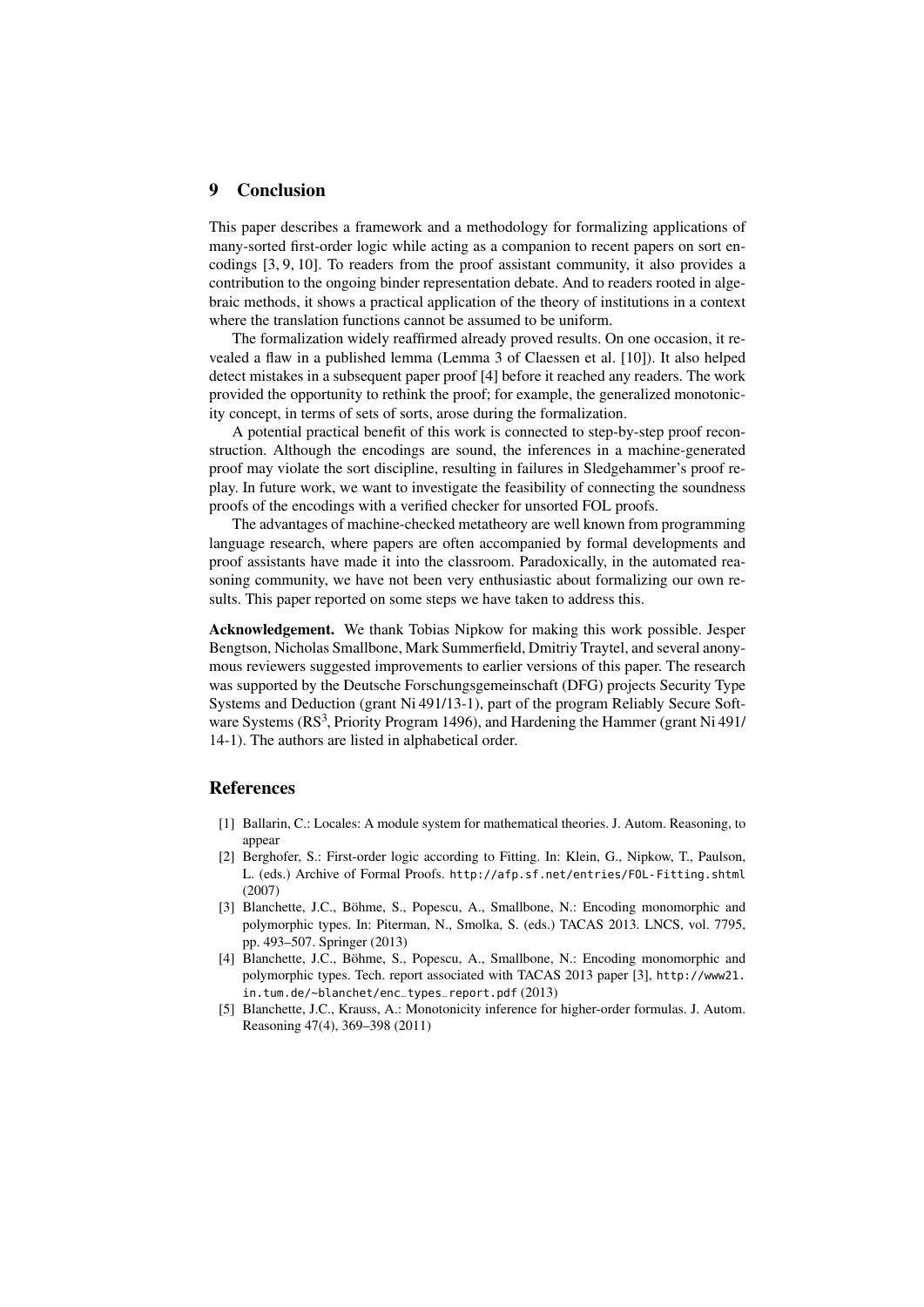## 9 Conclusion

This paper describes a framework and a methodology for formalizing applications of many-sorted first-order logic while acting as a companion to recent papers on sort encodings [3, 9, 10]. To readers from the proof assistant community, it also provides a contribution to the ongoing binder representation debate. And to readers rooted in algebraic methods, it shows a practical application of the theory of institutions in a context where the translation functions cannot be assumed to be uniform.

The formalization widely reaffirmed already proved results. On one occasion, it revealed a flaw in a published lemma (Lemma 3 of Claessen et al. [10]). It also helped detect mistakes in a subsequent paper proof [4] before it reached any readers. The work provided the opportunity to rethink the proof; for example, the generalized monotonicity concept, in terms of sets of sorts, arose during the formalization.

A potential practical benefit of this work is connected to step-by-step proof reconstruction. Although the encodings are sound, the inferences in a machine-generated proof may violate the sort discipline, resulting in failures in Sledgehammer's proof replay. In future work, we want to investigate the feasibility of connecting the soundness proofs of the encodings with a verified checker for unsorted FOL proofs.

The advantages of machine-checked metatheory are well known from programming language research, where papers are often accompanied by formal developments and proof assistants have made it into the classroom. Paradoxically, in the automated reasoning community, we have not been very enthusiastic about formalizing our own results. This paper reported on some steps we have taken to address this.

**Acknowledgement.** We thank Tobias Nipkow for making this work possible. Jesper Bengtson, Nicholas Smallbone, Mark Summerfield, Dmitriy Traytel, and several anonymous reviewers suggested improvements to earlier versions of this paper. The research was supported by the Deutsche Forschungsgemeinschaft (DFG) projects Security Type Systems and Deduction (grant Ni 491/13-1), part of the program Reliably Secure Software Systems ($RS^3$, Priority Program 1496), and Hardening the Hammer (grant Ni 491/14-1). The authors are listed in alphabetical order.

## References

[1] Ballarin, C.: Locales: A module system for mathematical theories. J. Autom. Reasoning, to appear

[2] Berghofer, S.: First-order logic according to Fitting. In: Klein, G., Nipkow, T., Paulson, L. (eds.) Archive of Formal Proofs. http://afp.sf.net/entries/FOL-Fitting.shtml (2007)

[3] Blanchette, J.C., Böhme, S., Popescu, A., Smallbone, N.: Encoding monomorphic and polymorphic types. In: Piterman, N., Smolka, S. (eds.) TACAS 2013. LNCS, vol. 7795, pp. 493–507. Springer (2013)

[4] Blanchette, J.C., Böhme, S., Popescu, A., Smallbone, N.: Encoding monomorphic and polymorphic types. Tech. report associated with TACAS 2013 paper [3], http://www21.in.tum.de/~blanchet/enc_types_report.pdf (2013)

[5] Blanchette, J.C., Krauss, A.: Monotonicity inference for higher-order formulas. J. Autom. Reasoning 47(4), 369–398 (2011)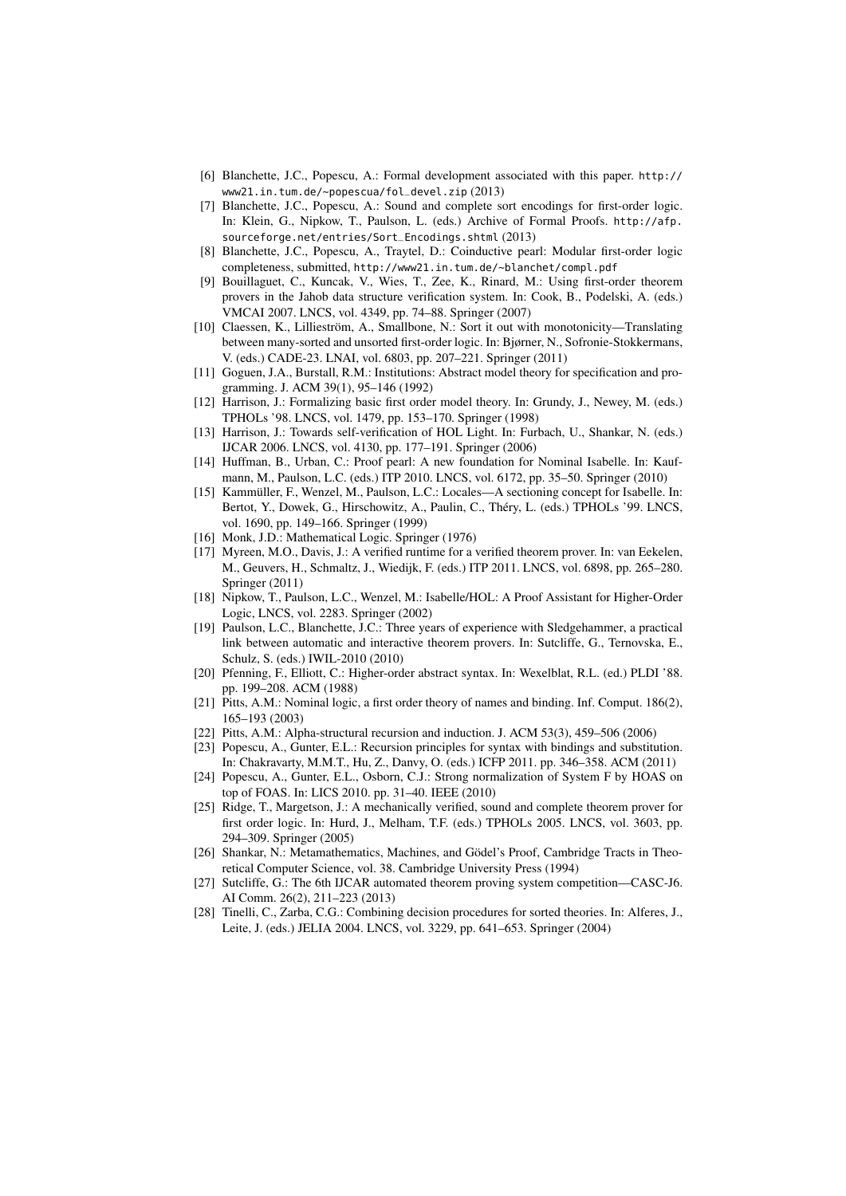[6] Blanchette, J.C., Popescu, A.: Formal development associated with this paper. http://www21.in.tum.de/~popescua/fol_devel.zip (2013)

[7] Blanchette, J.C., Popescu, A.: Sound and complete sort encodings for first-order logic. In: Klein, G., Nipkow, T., Paulson, L. (eds.) Archive of Formal Proofs. http://afp.sourceforge.net/entries/Sort_Encodings.shtml (2013)

[8] Blanchette, J.C., Popescu, A., Traytel, D.: Coinductive pearl: Modular first-order logic completeness, submitted, http://www21.in.tum.de/~blanchet/compl.pdf

[9] Bouillaguet, C., Kuncak, V., Wies, T., Zee, K., Rinard, M.: Using first-order theorem provers in the Jahob data structure verification system. In: Cook, B., Podelski, A. (eds.) VMCAI 2007. LNCS, vol. 4349, pp. 74–88. Springer (2007)

[10] Claessen, K., Lillieström, A., Smallbone, N.: Sort it out with monotonicity—Translating between many-sorted and unsorted first-order logic. In: Bjørner, N., Sofronie-Stokkermans, V. (eds.) CADE-23. LNAI, vol. 6803, pp. 207–221. Springer (2011)

[11] Goguen, J.A., Burstall, R.M.: Institutions: Abstract model theory for specification and programming. J. ACM 39(1), 95–146 (1992)

[12] Harrison, J.: Formalizing basic first order model theory. In: Grundy, J., Newey, M. (eds.) TPHOLs '98. LNCS, vol. 1479, pp. 153–170. Springer (1998)

[13] Harrison, J.: Towards self-verification of HOL Light. In: Furbach, U., Shankar, N. (eds.) IJCAR 2006. LNCS, vol. 4130, pp. 177–191. Springer (2006)

[14] Huffman, B., Urban, C.: Proof pearl: A new foundation for Nominal Isabelle. In: Kaufmann, M., Paulson, L.C. (eds.) ITP 2010. LNCS, vol. 6172, pp. 35–50. Springer (2010)

[15] Kammüller, F., Wenzel, M., Paulson, L.C.: Locales—A sectioning concept for Isabelle. In: Bertot, Y., Dowek, G., Hirschowitz, A., Paulin, C., Théry, L. (eds.) TPHOLs '99. LNCS, vol. 1690, pp. 149–166. Springer (1999)

[16] Monk, J.D.: Mathematical Logic. Springer (1976)

[17] Myreen, M.O., Davis, J.: A verified runtime for a verified theorem prover. In: van Eekelen, M., Geuvers, H., Schmaltz, J., Wiedijk, F. (eds.) ITP 2011. LNCS, vol. 6898, pp. 265–280. Springer (2011)

[18] Nipkow, T., Paulson, L.C., Wenzel, M.: Isabelle/HOL: A Proof Assistant for Higher-Order Logic, LNCS, vol. 2283. Springer (2002)

[19] Paulson, L.C., Blanchette, J.C.: Three years of experience with Sledgehammer, a practical link between automatic and interactive theorem provers. In: Sutcliffe, G., Ternovska, E., Schulz, S. (eds.) IWIL-2010 (2010)

[20] Pfenning, F., Elliott, C.: Higher-order abstract syntax. In: Wexelblat, R.L. (ed.) PLDI '88. pp. 199–208. ACM (1988)

[21] Pitts, A.M.: Nominal logic, a first order theory of names and binding. Inf. Comput. 186(2), 165–193 (2003)

[22] Pitts, A.M.: Alpha-structural recursion and induction. J. ACM 53(3), 459–506 (2006)

[23] Popescu, A., Gunter, E.L.: Recursion principles for syntax with bindings and substitution. In: Chakravarty, M.M.T., Hu, Z., Danvy, O. (eds.) ICFP 2011. pp. 346–358. ACM (2011)

[24] Popescu, A., Gunter, E.L., Osborn, C.J.: Strong normalization of System F by HOAS on top of FOAS. In: LICS 2010. pp. 31–40. IEEE (2010)

[25] Ridge, T., Margetson, J.: A mechanically verified, sound and complete theorem prover for first order logic. In: Hurd, J., Melham, T.F. (eds.) TPHOLs 2005. LNCS, vol. 3603, pp. 294–309. Springer (2005)

[26] Shankar, N.: Metamathematics, Machines, and Gödel's Proof, Cambridge Tracts in Theoretical Computer Science, vol. 38. Cambridge University Press (1994)

[27] Sutcliffe, G.: The 6th IJCAR automated theorem proving system competition—CASC-J6. AI Comm. 26(2), 211–223 (2013)

[28] Tinelli, C., Zarba, C.G.: Combining decision procedures for sorted theories. In: Alferes, J., Leite, J. (eds.) JELIA 2004. LNCS, vol. 3229, pp. 641–653. Springer (2004)